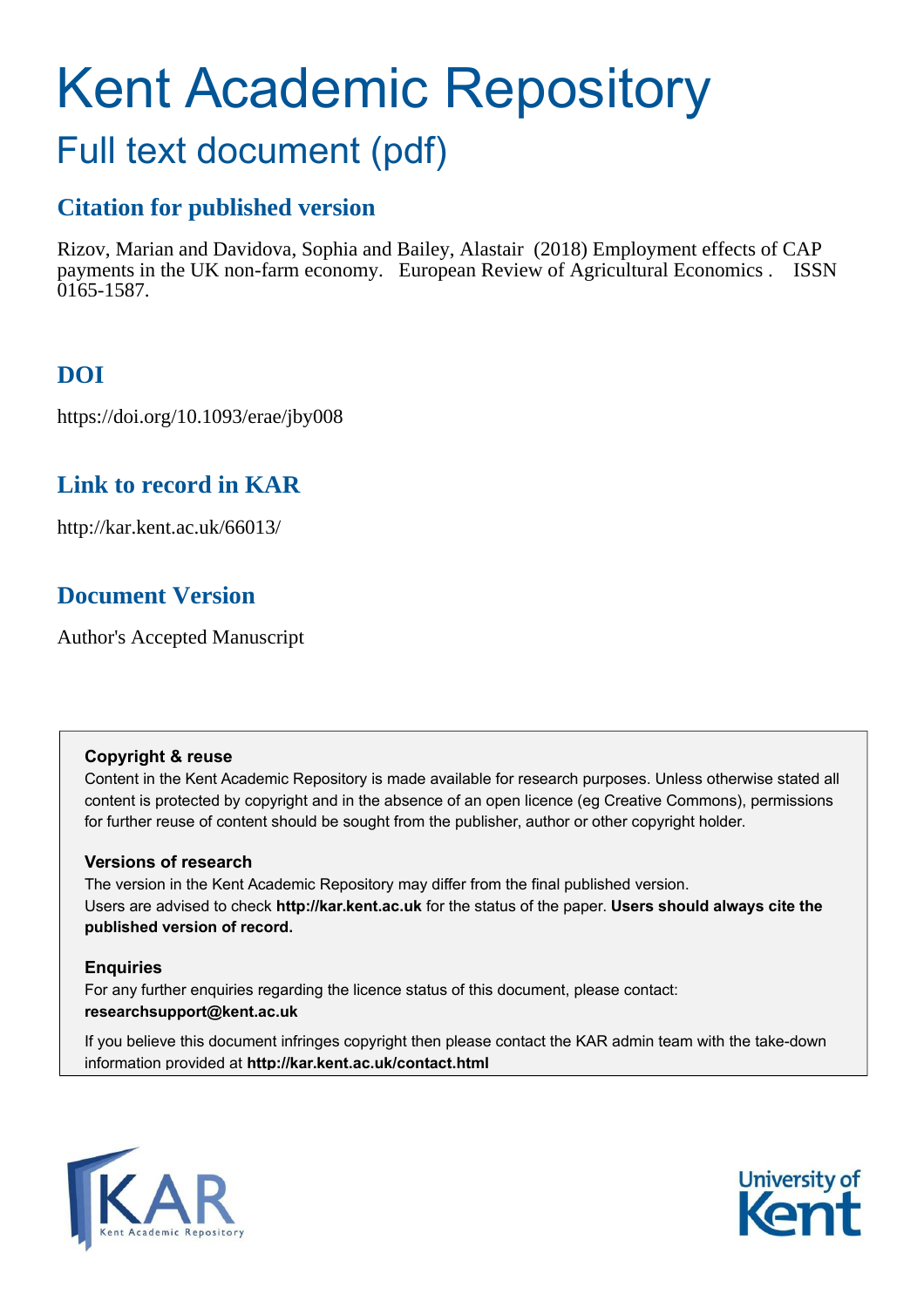# Kent Academic Repository

## Full text document (pdf)

### Citation for published version

Rizov, Marian and Davidova, Sophia and Bailey, Alastair (2018) Employment effects of CAP payments in the UK non-farm economy. European Review of Agricultural Economics . ISSN 0165-1587.

### DOI

https://doi.org/10.1093/erae/jby008

### Link to record in KAR

http://kar.kent.ac.uk/66013/

### Document Version

Author's Accepted Manuscript

**Copyright & reuse**

Content in the Kent Academic Repository is made available for research purposes. Unless otherwise stated all content is protected by copyright and in the absence of an open licence (eg Creative Commons), permissions for further reuse of content should be sought from the publisher, author or other copyright holder.

**Versions of research**

The version in the Kent Academic Repository may differ from the final published version. Users are advised to check **http://kar.kent.ac.uk** for the status of the paper. **Users should always cite the published version of record.**

**Enquiries**

For any further enquiries regarding the licence status of this document, please contact: **researchsupport@kent.ac.uk**

If you believe this document infringes copyright then please contact the KAR admin team with the take-down information provided at **http://kar.kent.ac.uk/contact.html**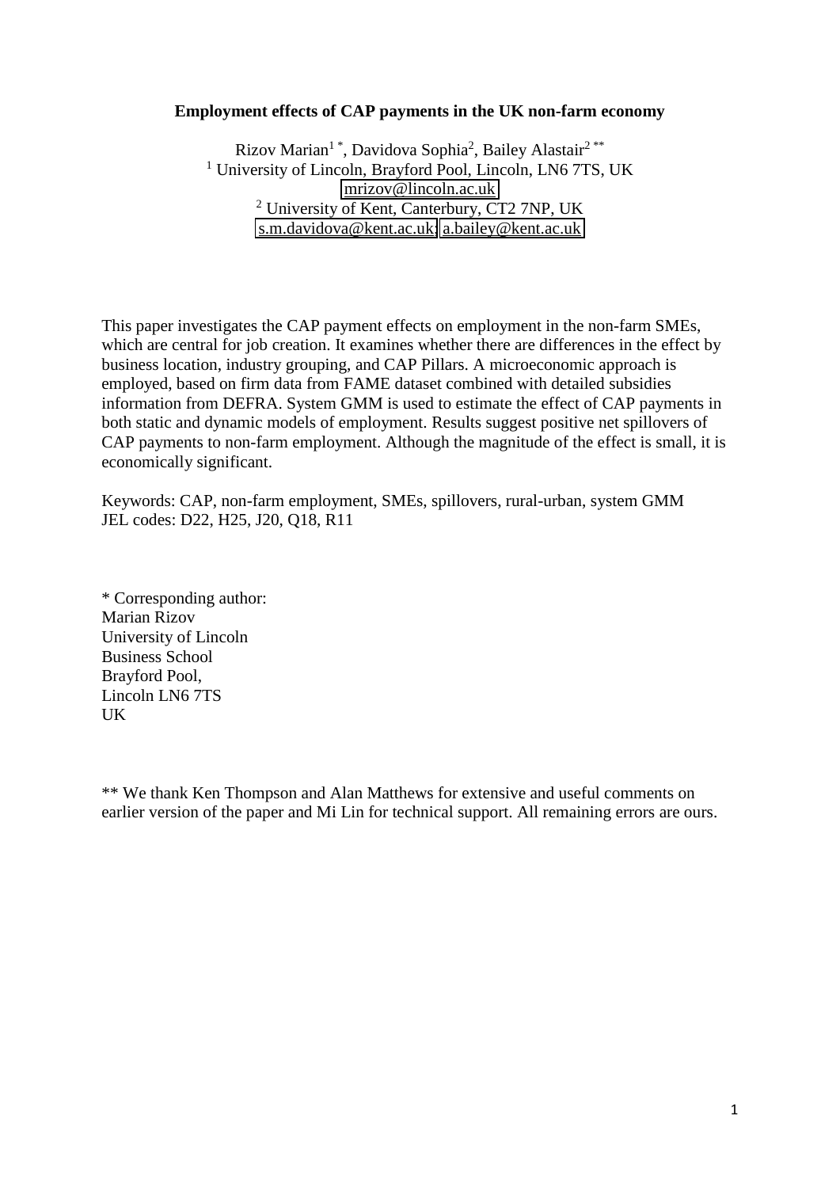**Employment effects of CAP payments in the UK non-farm economy**

Rizov Marian[1 *], Davidova Sophia[2], Bailey Alastair[2 **]

[1] University of Lincoln, Brayford Pool, Lincoln, LN6 7TS, UK
mrizov@lincoln.ac.uk

[2] University of Kent, Canterbury, CT2 7NP, UK
s.m.davidova@kent.ac.uk; a.bailey@kent.ac.uk

This paper investigates the CAP payment effects on employment in the non-farm SMEs, which are central for job creation. It examines whether there are differences in the effect by business location, industry grouping, and CAP Pillars. A microeconomic approach is employed, based on firm data from FAME dataset combined with detailed subsidies information from DEFRA. System GMM is used to estimate the effect of CAP payments in both static and dynamic models of employment. Results suggest positive net spillovers of CAP payments to non-farm employment. Although the magnitude of the effect is small, it is economically significant.

Keywords: CAP, non-farm employment, SMEs, spillovers, rural-urban, system GMM
JEL codes: D22, H25, J20, Q18, R11

\* Corresponding author:
Marian Rizov
University of Lincoln
Business School
Brayford Pool,
Lincoln LN6 7TS
UK

\*\* We thank Ken Thompson and Alan Matthews for extensive and useful comments on earlier version of the paper and Mi Lin for technical support. All remaining errors are ours.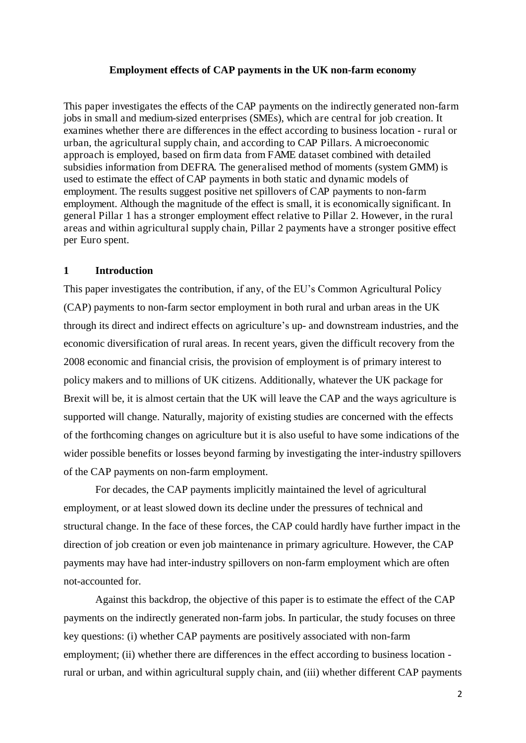**Employment effects of CAP payments in the UK non-farm economy**

This paper investigates the effects of the CAP payments on the indirectly generated non-farm jobs in small and medium-sized enterprises (SMEs), which are central for job creation. It examines whether there are differences in the effect according to business location - rural or urban, the agricultural supply chain, and according to CAP Pillars. A microeconomic approach is employed, based on firm data from FAME dataset combined with detailed subsidies information from DEFRA. The generalised method of moments (system GMM) is used to estimate the effect of CAP payments in both static and dynamic models of employment. The results suggest positive net spillovers of CAP payments to non-farm employment. Although the magnitude of the effect is small, it is economically significant. In general Pillar 1 has a stronger employment effect relative to Pillar 2. However, in the rural areas and within agricultural supply chain, Pillar 2 payments have a stronger positive effect per Euro spent.

## 1 Introduction

This paper investigates the contribution, if any, of the EU's Common Agricultural Policy (CAP) payments to non-farm sector employment in both rural and urban areas in the UK through its direct and indirect effects on agriculture's up- and downstream industries, and the economic diversification of rural areas. In recent years, given the difficult recovery from the 2008 economic and financial crisis, the provision of employment is of primary interest to policy makers and to millions of UK citizens. Additionally, whatever the UK package for Brexit will be, it is almost certain that the UK will leave the CAP and the ways agriculture is supported will change. Naturally, majority of existing studies are concerned with the effects of the forthcoming changes on agriculture but it is also useful to have some indications of the wider possible benefits or losses beyond farming by investigating the inter-industry spillovers of the CAP payments on non-farm employment.

For decades, the CAP payments implicitly maintained the level of agricultural employment, or at least slowed down its decline under the pressures of technical and structural change. In the face of these forces, the CAP could hardly have further impact in the direction of job creation or even job maintenance in primary agriculture. However, the CAP payments may have had inter-industry spillovers on non-farm employment which are often not-accounted for.

Against this backdrop, the objective of this paper is to estimate the effect of the CAP payments on the indirectly generated non-farm jobs. In particular, the study focuses on three key questions: (i) whether CAP payments are positively associated with non-farm employment; (ii) whether there are differences in the effect according to business location - rural or urban, and within agricultural supply chain, and (iii) whether different CAP payments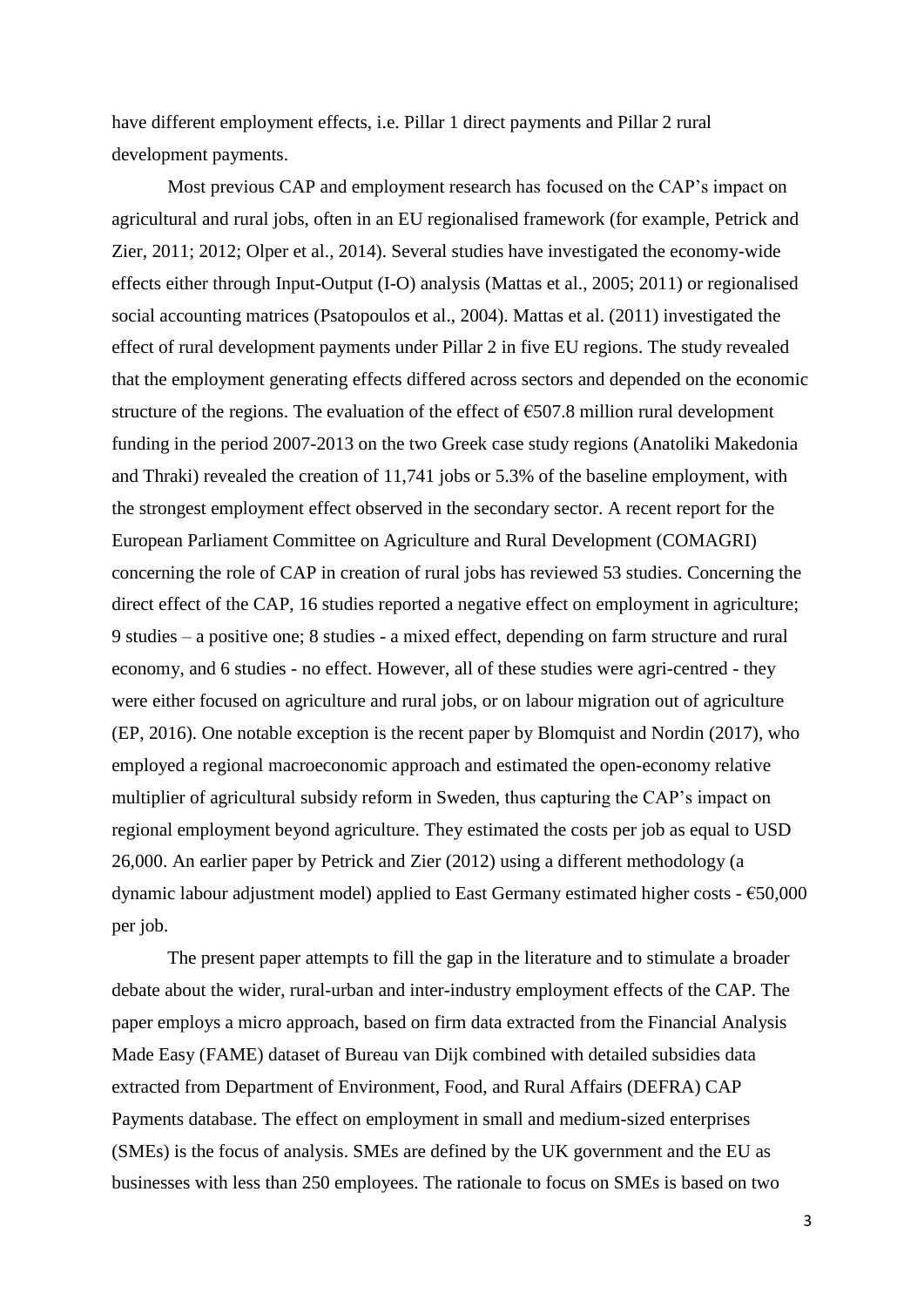have different employment effects, i.e. Pillar 1 direct payments and Pillar 2 rural development payments.

Most previous CAP and employment research has focused on the CAP's impact on agricultural and rural jobs, often in an EU regionalised framework (for example, Petrick and Zier, 2011; 2012; Olper et al., 2014). Several studies have investigated the economy-wide effects either through Input-Output (I-O) analysis (Mattas et al., 2005; 2011) or regionalised social accounting matrices (Psatopoulos et al., 2004). Mattas et al. (2011) investigated the effect of rural development payments under Pillar 2 in five EU regions. The study revealed that the employment generating effects differed across sectors and depended on the economic structure of the regions. The evaluation of the effect of €507.8 million rural development funding in the period 2007-2013 on the two Greek case study regions (Anatoliki Makedonia and Thraki) revealed the creation of 11,741 jobs or 5.3% of the baseline employment, with the strongest employment effect observed in the secondary sector. A recent report for the European Parliament Committee on Agriculture and Rural Development (COMAGRI) concerning the role of CAP in creation of rural jobs has reviewed 53 studies. Concerning the direct effect of the CAP, 16 studies reported a negative effect on employment in agriculture; 9 studies – a positive one; 8 studies - a mixed effect, depending on farm structure and rural economy, and 6 studies - no effect. However, all of these studies were agri-centred - they were either focused on agriculture and rural jobs, or on labour migration out of agriculture (EP, 2016). One notable exception is the recent paper by Blomquist and Nordin (2017), who employed a regional macroeconomic approach and estimated the open-economy relative multiplier of agricultural subsidy reform in Sweden, thus capturing the CAP's impact on regional employment beyond agriculture. They estimated the costs per job as equal to USD 26,000. An earlier paper by Petrick and Zier (2012) using a different methodology (a dynamic labour adjustment model) applied to East Germany estimated higher costs - €50,000 per job.

The present paper attempts to fill the gap in the literature and to stimulate a broader debate about the wider, rural-urban and inter-industry employment effects of the CAP. The paper employs a micro approach, based on firm data extracted from the Financial Analysis Made Easy (FAME) dataset of Bureau van Dijk combined with detailed subsidies data extracted from Department of Environment, Food, and Rural Affairs (DEFRA) CAP Payments database. The effect on employment in small and medium-sized enterprises (SMEs) is the focus of analysis. SMEs are defined by the UK government and the EU as businesses with less than 250 employees. The rationale to focus on SMEs is based on two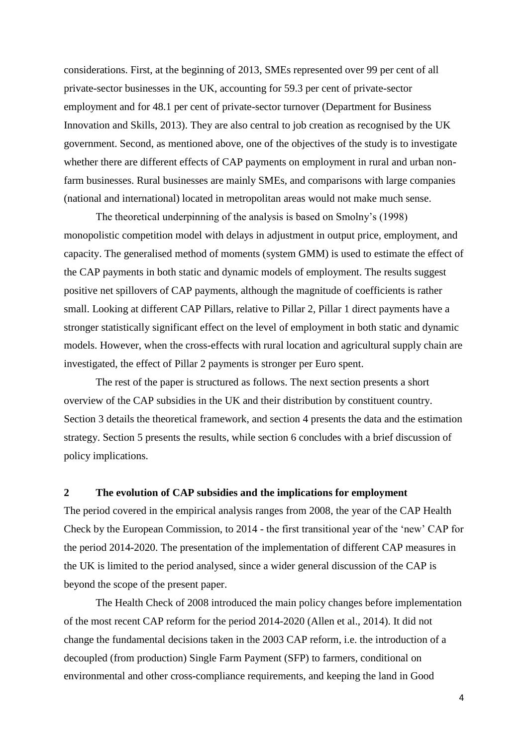considerations. First, at the beginning of 2013, SMEs represented over 99 per cent of all private-sector businesses in the UK, accounting for 59.3 per cent of private-sector employment and for 48.1 per cent of private-sector turnover (Department for Business Innovation and Skills, 2013). They are also central to job creation as recognised by the UK government. Second, as mentioned above, one of the objectives of the study is to investigate whether there are different effects of CAP payments on employment in rural and urban non-farm businesses. Rural businesses are mainly SMEs, and comparisons with large companies (national and international) located in metropolitan areas would not make much sense.

The theoretical underpinning of the analysis is based on Smolny's (1998) monopolistic competition model with delays in adjustment in output price, employment, and capacity. The generalised method of moments (system GMM) is used to estimate the effect of the CAP payments in both static and dynamic models of employment. The results suggest positive net spillovers of CAP payments, although the magnitude of coefficients is rather small. Looking at different CAP Pillars, relative to Pillar 2, Pillar 1 direct payments have a stronger statistically significant effect on the level of employment in both static and dynamic models. However, when the cross-effects with rural location and agricultural supply chain are investigated, the effect of Pillar 2 payments is stronger per Euro spent.

The rest of the paper is structured as follows. The next section presents a short overview of the CAP subsidies in the UK and their distribution by constituent country. Section 3 details the theoretical framework, and section 4 presents the data and the estimation strategy. Section 5 presents the results, while section 6 concludes with a brief discussion of policy implications.

## 2 The evolution of CAP subsidies and the implications for employment

The period covered in the empirical analysis ranges from 2008, the year of the CAP Health Check by the European Commission, to 2014 - the first transitional year of the 'new' CAP for the period 2014-2020. The presentation of the implementation of different CAP measures in the UK is limited to the period analysed, since a wider general discussion of the CAP is beyond the scope of the present paper.

The Health Check of 2008 introduced the main policy changes before implementation of the most recent CAP reform for the period 2014-2020 (Allen et al., 2014). It did not change the fundamental decisions taken in the 2003 CAP reform, i.e. the introduction of a decoupled (from production) Single Farm Payment (SFP) to farmers, conditional on environmental and other cross-compliance requirements, and keeping the land in Good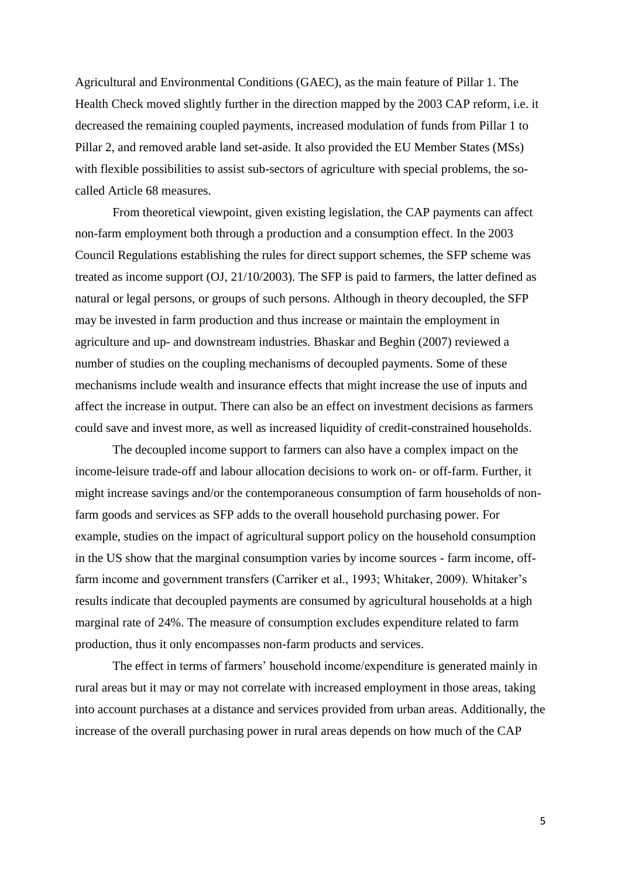Agricultural and Environmental Conditions (GAEC), as the main feature of Pillar 1. The Health Check moved slightly further in the direction mapped by the 2003 CAP reform, i.e. it decreased the remaining coupled payments, increased modulation of funds from Pillar 1 to Pillar 2, and removed arable land set-aside. It also provided the EU Member States (MSs) with flexible possibilities to assist sub-sectors of agriculture with special problems, the so-called Article 68 measures.

From theoretical viewpoint, given existing legislation, the CAP payments can affect non-farm employment both through a production and a consumption effect. In the 2003 Council Regulations establishing the rules for direct support schemes, the SFP scheme was treated as income support (OJ, 21/10/2003). The SFP is paid to farmers, the latter defined as natural or legal persons, or groups of such persons. Although in theory decoupled, the SFP may be invested in farm production and thus increase or maintain the employment in agriculture and up- and downstream industries. Bhaskar and Beghin (2007) reviewed a number of studies on the coupling mechanisms of decoupled payments. Some of these mechanisms include wealth and insurance effects that might increase the use of inputs and affect the increase in output. There can also be an effect on investment decisions as farmers could save and invest more, as well as increased liquidity of credit-constrained households.

The decoupled income support to farmers can also have a complex impact on the income-leisure trade-off and labour allocation decisions to work on- or off-farm. Further, it might increase savings and/or the contemporaneous consumption of farm households of non-farm goods and services as SFP adds to the overall household purchasing power. For example, studies on the impact of agricultural support policy on the household consumption in the US show that the marginal consumption varies by income sources - farm income, off-farm income and government transfers (Carriker et al., 1993; Whitaker, 2009). Whitaker's results indicate that decoupled payments are consumed by agricultural households at a high marginal rate of 24%. The measure of consumption excludes expenditure related to farm production, thus it only encompasses non-farm products and services.

The effect in terms of farmers' household income/expenditure is generated mainly in rural areas but it may or may not correlate with increased employment in those areas, taking into account purchases at a distance and services provided from urban areas. Additionally, the increase of the overall purchasing power in rural areas depends on how much of the CAP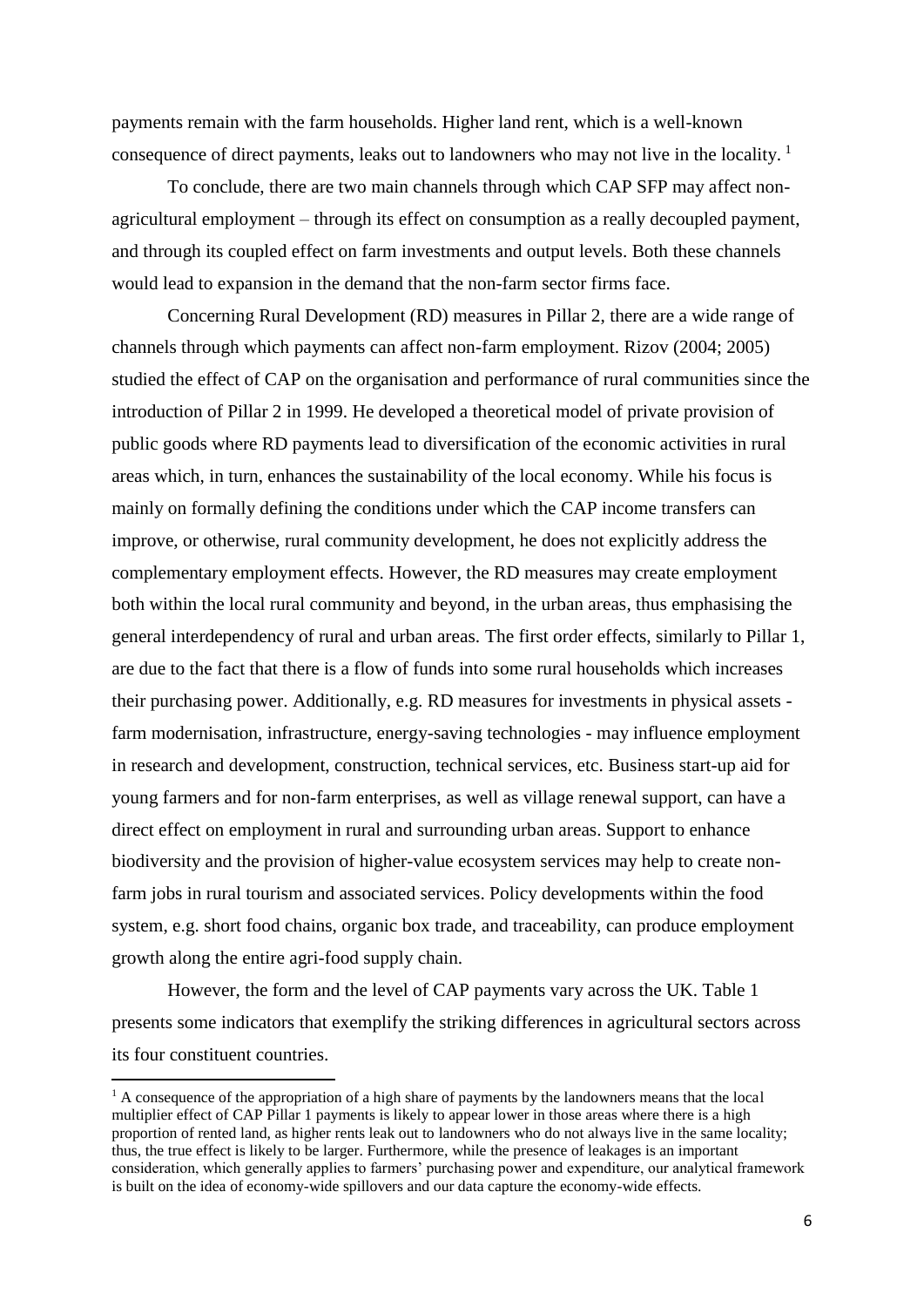payments remain with the farm households. Higher land rent, which is a well-known consequence of direct payments, leaks out to landowners who may not live in the locality. [1]

To conclude, there are two main channels through which CAP SFP may affect non-agricultural employment – through its effect on consumption as a really decoupled payment, and through its coupled effect on farm investments and output levels. Both these channels would lead to expansion in the demand that the non-farm sector firms face.

Concerning Rural Development (RD) measures in Pillar 2, there are a wide range of channels through which payments can affect non-farm employment. Rizov (2004; 2005) studied the effect of CAP on the organisation and performance of rural communities since the introduction of Pillar 2 in 1999. He developed a theoretical model of private provision of public goods where RD payments lead to diversification of the economic activities in rural areas which, in turn, enhances the sustainability of the local economy. While his focus is mainly on formally defining the conditions under which the CAP income transfers can improve, or otherwise, rural community development, he does not explicitly address the complementary employment effects. However, the RD measures may create employment both within the local rural community and beyond, in the urban areas, thus emphasising the general interdependency of rural and urban areas. The first order effects, similarly to Pillar 1, are due to the fact that there is a flow of funds into some rural households which increases their purchasing power. Additionally, e.g. RD measures for investments in physical assets - farm modernisation, infrastructure, energy-saving technologies - may influence employment in research and development, construction, technical services, etc. Business start-up aid for young farmers and for non-farm enterprises, as well as village renewal support, can have a direct effect on employment in rural and surrounding urban areas. Support to enhance biodiversity and the provision of higher-value ecosystem services may help to create non-farm jobs in rural tourism and associated services. Policy developments within the food system, e.g. short food chains, organic box trade, and traceability, can produce employment growth along the entire agri-food supply chain.

However, the form and the level of CAP payments vary across the UK. Table 1 presents some indicators that exemplify the striking differences in agricultural sectors across its four constituent countries.

[1] A consequence of the appropriation of a high share of payments by the landowners means that the local multiplier effect of CAP Pillar 1 payments is likely to appear lower in those areas where there is a high proportion of rented land, as higher rents leak out to landowners who do not always live in the same locality; thus, the true effect is likely to be larger. Furthermore, while the presence of leakages is an important consideration, which generally applies to farmers' purchasing power and expenditure, our analytical framework is built on the idea of economy-wide spillovers and our data capture the economy-wide effects.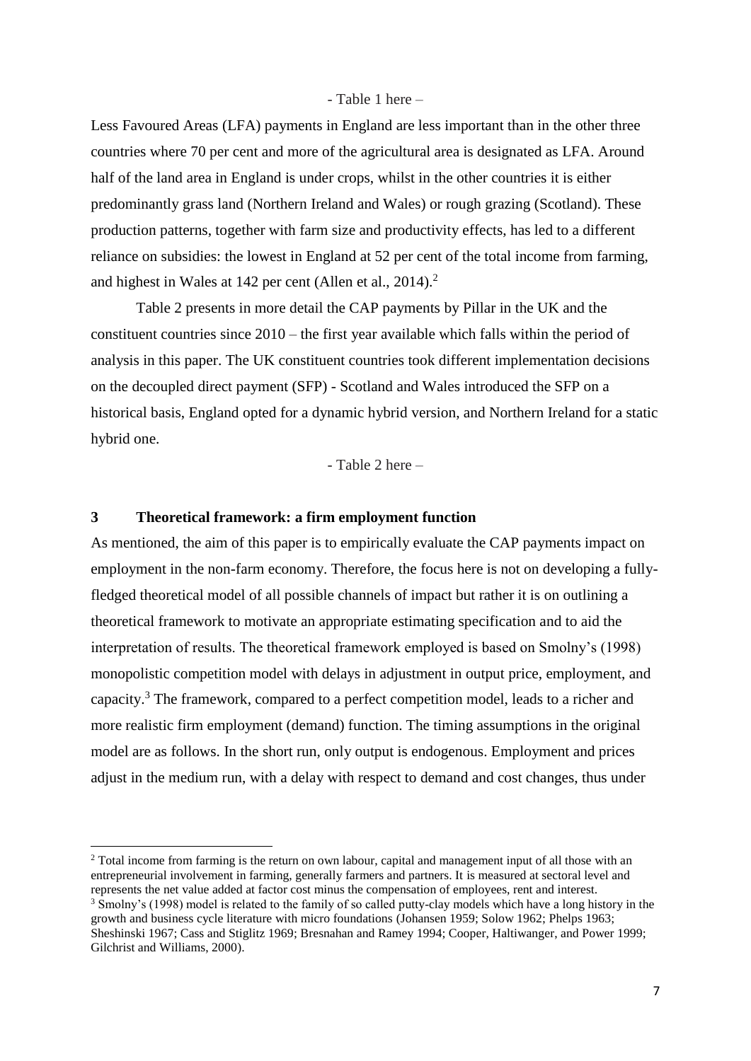- Table 1 here –

Less Favoured Areas (LFA) payments in England are less important than in the other three countries where 70 per cent and more of the agricultural area is designated as LFA. Around half of the land area in England is under crops, whilst in the other countries it is either predominantly grass land (Northern Ireland and Wales) or rough grazing (Scotland). These production patterns, together with farm size and productivity effects, has led to a different reliance on subsidies: the lowest in England at 52 per cent of the total income from farming, and highest in Wales at 142 per cent (Allen et al., 2014).[2]

Table 2 presents in more detail the CAP payments by Pillar in the UK and the constituent countries since 2010 – the first year available which falls within the period of analysis in this paper. The UK constituent countries took different implementation decisions on the decoupled direct payment (SFP) - Scotland and Wales introduced the SFP on a historical basis, England opted for a dynamic hybrid version, and Northern Ireland for a static hybrid one.

- Table 2 here –

## 3 Theoretical framework: a firm employment function

As mentioned, the aim of this paper is to empirically evaluate the CAP payments impact on employment in the non-farm economy. Therefore, the focus here is not on developing a fully-fledged theoretical model of all possible channels of impact but rather it is on outlining a theoretical framework to motivate an appropriate estimating specification and to aid the interpretation of results. The theoretical framework employed is based on Smolny's (1998) monopolistic competition model with delays in adjustment in output price, employment, and capacity.[3] The framework, compared to a perfect competition model, leads to a richer and more realistic firm employment (demand) function. The timing assumptions in the original model are as follows. In the short run, only output is endogenous. Employment and prices adjust in the medium run, with a delay with respect to demand and cost changes, thus under

[2] Total income from farming is the return on own labour, capital and management input of all those with an entrepreneurial involvement in farming, generally farmers and partners. It is measured at sectoral level and represents the net value added at factor cost minus the compensation of employees, rent and interest.

[3] Smolny's (1998) model is related to the family of so called putty-clay models which have a long history in the growth and business cycle literature with micro foundations (Johansen 1959; Solow 1962; Phelps 1963; Sheshinski 1967; Cass and Stiglitz 1969; Bresnahan and Ramey 1994; Cooper, Haltiwanger, and Power 1999; Gilchrist and Williams, 2000).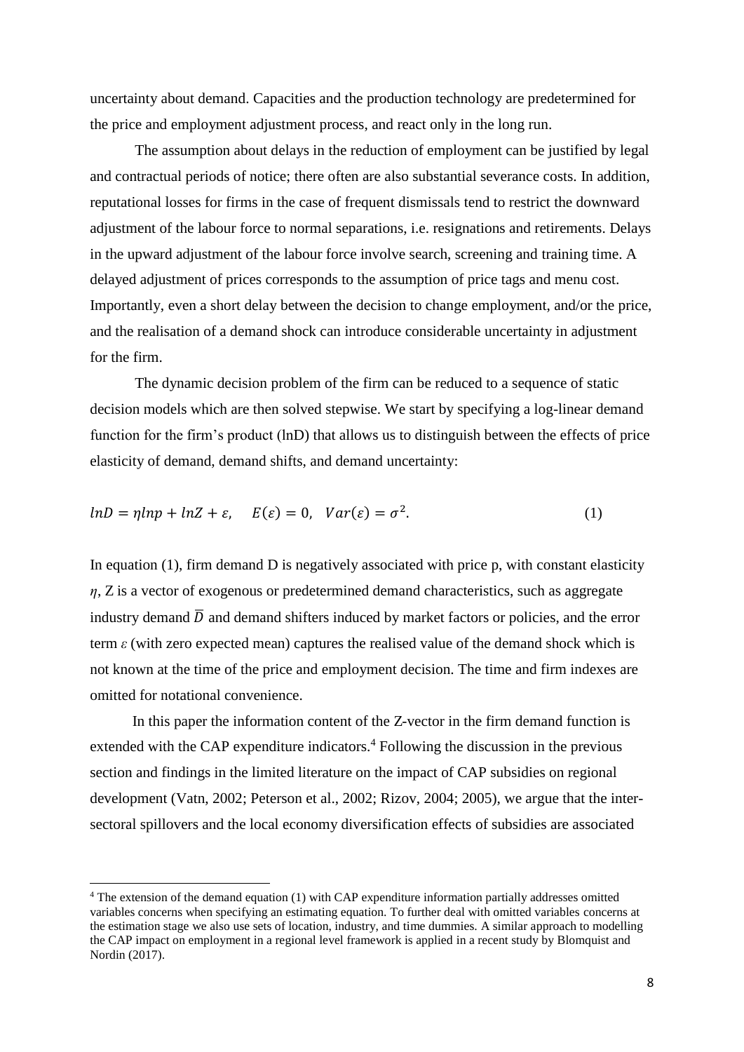uncertainty about demand. Capacities and the production technology are predetermined for the price and employment adjustment process, and react only in the long run.

The assumption about delays in the reduction of employment can be justified by legal and contractual periods of notice; there often are also substantial severance costs. In addition, reputational losses for firms in the case of frequent dismissals tend to restrict the downward adjustment of the labour force to normal separations, i.e. resignations and retirements. Delays in the upward adjustment of the labour force involve search, screening and training time. A delayed adjustment of prices corresponds to the assumption of price tags and menu cost. Importantly, even a short delay between the decision to change employment, and/or the price, and the realisation of a demand shock can introduce considerable uncertainty in adjustment for the firm.

The dynamic decision problem of the firm can be reduced to a sequence of static decision models which are then solved stepwise. We start by specifying a log-linear demand function for the firm's product (lnD) that allows us to distinguish between the effects of price elasticity of demand, demand shifts, and demand uncertainty:

$$lnD = \eta lnp + lnZ + \varepsilon, \quad E(\varepsilon) = 0, \quad Var(\varepsilon) = \sigma^2. \tag{1}$$

In equation (1), firm demand D is negatively associated with price p, with constant elasticity $\eta$, Z is a vector of exogenous or predetermined demand characteristics, such as aggregate industry demand $\bar{D}$ and demand shifters induced by market factors or policies, and the error term $\varepsilon$ (with zero expected mean) captures the realised value of the demand shock which is not known at the time of the price and employment decision. The time and firm indexes are omitted for notational convenience.

In this paper the information content of the Z-vector in the firm demand function is extended with the CAP expenditure indicators.[4] Following the discussion in the previous section and findings in the limited literature on the impact of CAP subsidies on regional development (Vatn, 2002; Peterson et al., 2002; Rizov, 2004; 2005), we argue that the inter-sectoral spillovers and the local economy diversification effects of subsidies are associated

[4] The extension of the demand equation (1) with CAP expenditure information partially addresses omitted variables concerns when specifying an estimating equation. To further deal with omitted variables concerns at the estimation stage we also use sets of location, industry, and time dummies. A similar approach to modelling the CAP impact on employment in a regional level framework is applied in a recent study by Blomquist and Nordin (2017).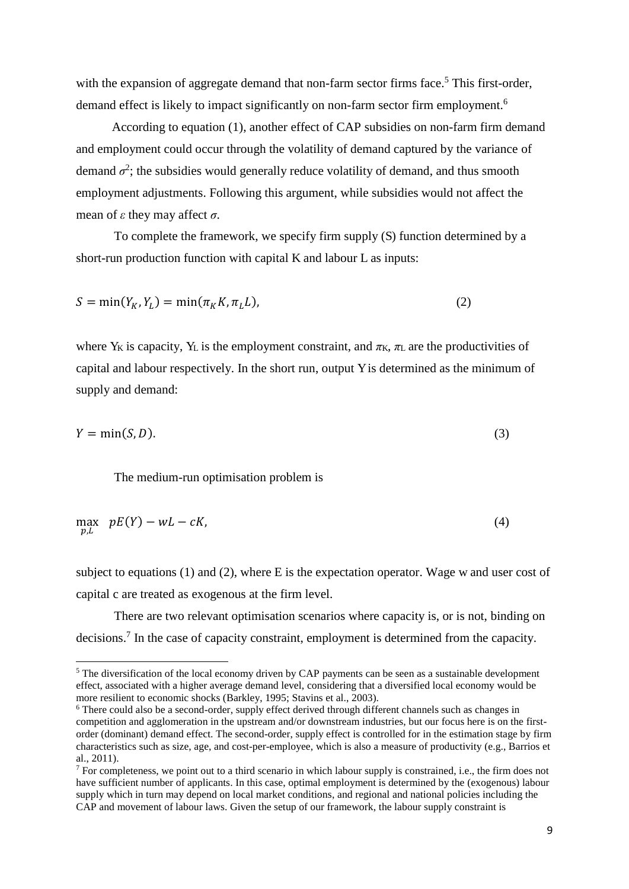with the expansion of aggregate demand that non-farm sector firms face.[5] This first-order, demand effect is likely to impact significantly on non-farm sector firm employment.[6]

According to equation (1), another effect of CAP subsidies on non-farm firm demand and employment could occur through the volatility of demand captured by the variance of demand $\sigma^2$; the subsidies would generally reduce volatility of demand, and thus smooth employment adjustments. Following this argument, while subsidies would not affect the mean of $\varepsilon$ they may affect $\sigma$.

To complete the framework, we specify firm supply (S) function determined by a short-run production function with capital K and labour L as inputs:

$$S = \min(Y_K, Y_L) = \min(\pi_K K, \pi_L L), \tag{2}$$

where $Y_K$ is capacity, $Y_L$ is the employment constraint, and $\pi_K$, $\pi_L$ are the productivities of capital and labour respectively. In the short run, output Y is determined as the minimum of supply and demand:

$$Y = \min(S, D). \tag{3}$$

The medium-run optimisation problem is

$$\max_{p,L} \quad pE(Y) - wL - cK, \tag{4}$$

subject to equations (1) and (2), where E is the expectation operator. Wage w and user cost of capital c are treated as exogenous at the firm level.

There are two relevant optimisation scenarios where capacity is, or is not, binding on decisions.[7] In the case of capacity constraint, employment is determined from the capacity.

---

[5] The diversification of the local economy driven by CAP payments can be seen as a sustainable development effect, associated with a higher average demand level, considering that a diversified local economy would be more resilient to economic shocks (Barkley, 1995; Stavins et al., 2003).

[6] There could also be a second-order, supply effect derived through different channels such as changes in competition and agglomeration in the upstream and/or downstream industries, but our focus here is on the first-order (dominant) demand effect. The second-order, supply effect is controlled for in the estimation stage by firm characteristics such as size, age, and cost-per-employee, which is also a measure of productivity (e.g., Barrios et al., 2011).

[7] For completeness, we point out to a third scenario in which labour supply is constrained, i.e., the firm does not have sufficient number of applicants. In this case, optimal employment is determined by the (exogenous) labour supply which in turn may depend on local market conditions, and regional and national policies including the CAP and movement of labour laws. Given the setup of our framework, the labour supply constraint is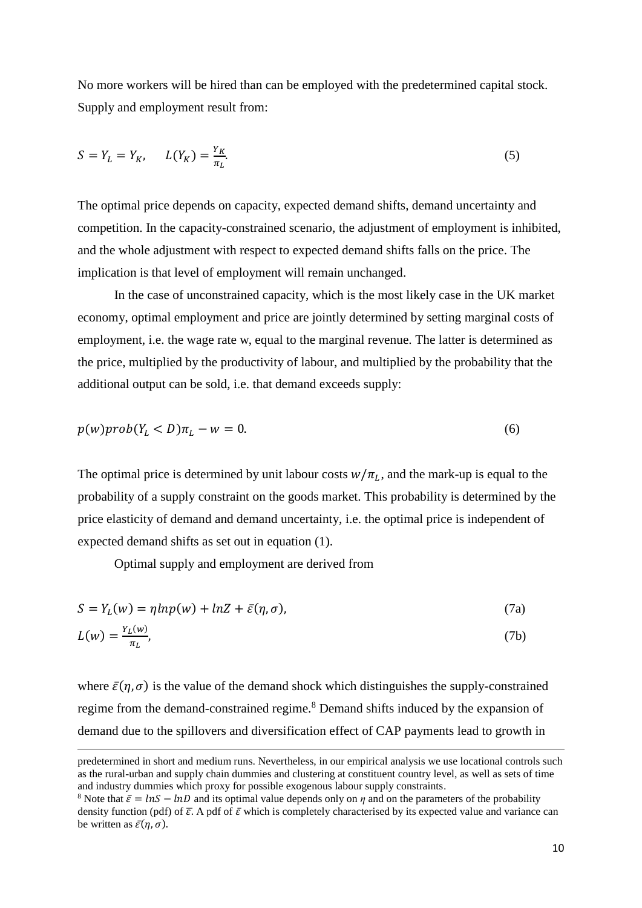No more workers will be hired than can be employed with the predetermined capital stock. Supply and employment result from:

$$S = Y_L = Y_K, \quad L(Y_K) = \frac{Y_K}{\pi_L}. \tag{5}$$

The optimal price depends on capacity, expected demand shifts, demand uncertainty and competition. In the capacity-constrained scenario, the adjustment of employment is inhibited, and the whole adjustment with respect to expected demand shifts falls on the price. The implication is that level of employment will remain unchanged.

In the case of unconstrained capacity, which is the most likely case in the UK market economy, optimal employment and price are jointly determined by setting marginal costs of employment, i.e. the wage rate w, equal to the marginal revenue. The latter is determined as the price, multiplied by the productivity of labour, and multiplied by the probability that the additional output can be sold, i.e. that demand exceeds supply:

$$p(w)prob(Y_L < D)\pi_L - w = 0. \tag{6}$$

The optimal price is determined by unit labour costs $w/\pi_L$, and the mark-up is equal to the probability of a supply constraint on the goods market. This probability is determined by the price elasticity of demand and demand uncertainty, i.e. the optimal price is independent of expected demand shifts as set out in equation (1).

Optimal supply and employment are derived from

$$S = Y_L(w) = \eta lnp(w) + lnZ + \bar{\varepsilon}(\eta, \sigma), \tag{7a}$$

$$L(w) = \frac{Y_L(w)}{\pi_L}, \tag{7b}$$

where $\bar{\varepsilon}(\eta, \sigma)$ is the value of the demand shock which distinguishes the supply-constrained regime from the demand-constrained regime.[8] Demand shifts induced by the expansion of demand due to the spillovers and diversification effect of CAP payments lead to growth in

---

predetermined in short and medium runs. Nevertheless, in our empirical analysis we use locational controls such as the rural-urban and supply chain dummies and clustering at constituent country level, as well as sets of time and industry dummies which proxy for possible exogenous labour supply constraints.

[8] Note that $\bar{\varepsilon} = lnS - lnD$ and its optimal value depends only on $\eta$ and on the parameters of the probability density function (pdf) of $\bar{\varepsilon}$. A pdf of $\bar{\varepsilon}$ which is completely characterised by its expected value and variance can be written as $\bar{\varepsilon}(\eta, \sigma)$.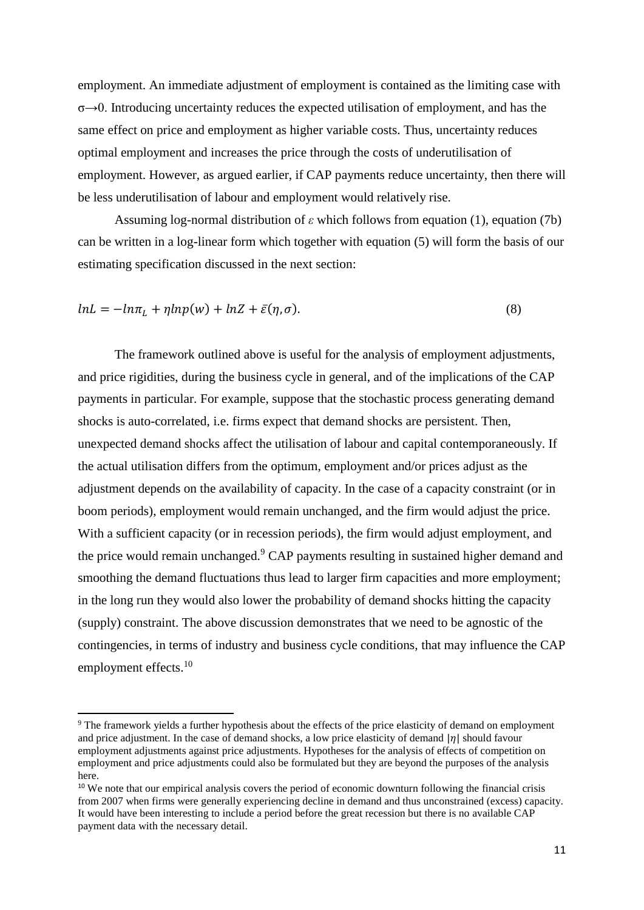employment. An immediate adjustment of employment is contained as the limiting case with $\sigma \rightarrow 0$. Introducing uncertainty reduces the expected utilisation of employment, and has the same effect on price and employment as higher variable costs. Thus, uncertainty reduces optimal employment and increases the price through the costs of underutilisation of employment. However, as argued earlier, if CAP payments reduce uncertainty, then there will be less underutilisation of labour and employment would relatively rise.

Assuming log-normal distribution of $\varepsilon$ which follows from equation (1), equation (7b) can be written in a log-linear form which together with equation (5) will form the basis of our estimating specification discussed in the next section:

$$lnL = -ln\pi_L + \eta lnp(w) + lnZ + \bar{\varepsilon}(\eta, \sigma). \tag{8}$$

The framework outlined above is useful for the analysis of employment adjustments, and price rigidities, during the business cycle in general, and of the implications of the CAP payments in particular. For example, suppose that the stochastic process generating demand shocks is auto-correlated, i.e. firms expect that demand shocks are persistent. Then, unexpected demand shocks affect the utilisation of labour and capital contemporaneously. If the actual utilisation differs from the optimum, employment and/or prices adjust as the adjustment depends on the availability of capacity. In the case of a capacity constraint (or in boom periods), employment would remain unchanged, and the firm would adjust the price. With a sufficient capacity (or in recession periods), the firm would adjust employment, and the price would remain unchanged.[9] CAP payments resulting in sustained higher demand and smoothing the demand fluctuations thus lead to larger firm capacities and more employment; in the long run they would also lower the probability of demand shocks hitting the capacity (supply) constraint. The above discussion demonstrates that we need to be agnostic of the contingencies, in terms of industry and business cycle conditions, that may influence the CAP employment effects.[10]

---

[9] The framework yields a further hypothesis about the effects of the price elasticity of demand on employment and price adjustment. In the case of demand shocks, a low price elasticity of demand $|\eta|$ should favour employment adjustments against price adjustments. Hypotheses for the analysis of effects of competition on employment and price adjustments could also be formulated but they are beyond the purposes of the analysis here.

[10] We note that our empirical analysis covers the period of economic downturn following the financial crisis from 2007 when firms were generally experiencing decline in demand and thus unconstrained (excess) capacity. It would have been interesting to include a period before the great recession but there is no available CAP payment data with the necessary detail.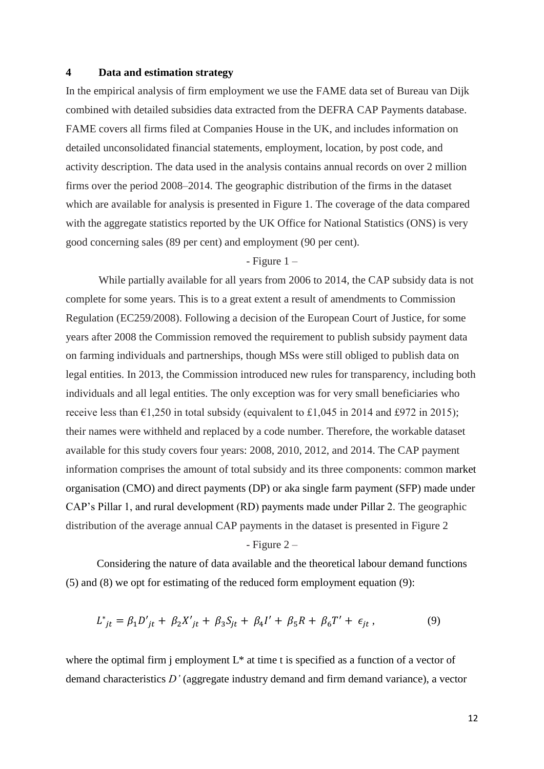# 4 Data and estimation strategy

In the empirical analysis of firm employment we use the FAME data set of Bureau van Dijk combined with detailed subsidies data extracted from the DEFRA CAP Payments database. FAME covers all firms filed at Companies House in the UK, and includes information on detailed unconsolidated financial statements, employment, location, by post code, and activity description. The data used in the analysis contains annual records on over 2 million firms over the period 2008–2014. The geographic distribution of the firms in the dataset which are available for analysis is presented in Figure 1. The coverage of the data compared with the aggregate statistics reported by the UK Office for National Statistics (ONS) is very good concerning sales (89 per cent) and employment (90 per cent).

- Figure 1 –

While partially available for all years from 2006 to 2014, the CAP subsidy data is not complete for some years. This is to a great extent a result of amendments to Commission Regulation (EC259/2008). Following a decision of the European Court of Justice, for some years after 2008 the Commission removed the requirement to publish subsidy payment data on farming individuals and partnerships, though MSs were still obliged to publish data on legal entities. In 2013, the Commission introduced new rules for transparency, including both individuals and all legal entities. The only exception was for very small beneficiaries who receive less than €1,250 in total subsidy (equivalent to £1,045 in 2014 and £972 in 2015); their names were withheld and replaced by a code number. Therefore, the workable dataset available for this study covers four years: 2008, 2010, 2012, and 2014. The CAP payment information comprises the amount of total subsidy and its three components: common market organisation (CMO) and direct payments (DP) or aka single farm payment (SFP) made under CAP's Pillar 1, and rural development (RD) payments made under Pillar 2. The geographic distribution of the average annual CAP payments in the dataset is presented in Figure 2

- Figure 2 –

Considering the nature of data available and the theoretical labour demand functions (5) and (8) we opt for estimating of the reduced form employment equation (9):

$$L^*_{jt} = \beta_1 D'_{jt} + \beta_2 X'_{jt} + \beta_3 S_{jt} + \beta_4 I' + \beta_5 R + \beta_6 T' + \epsilon_{jt}\,, \tag{9}$$

where the optimal firm j employment $L^*$ at time t is specified as a function of a vector of demand characteristics $D'$ (aggregate industry demand and firm demand variance), a vector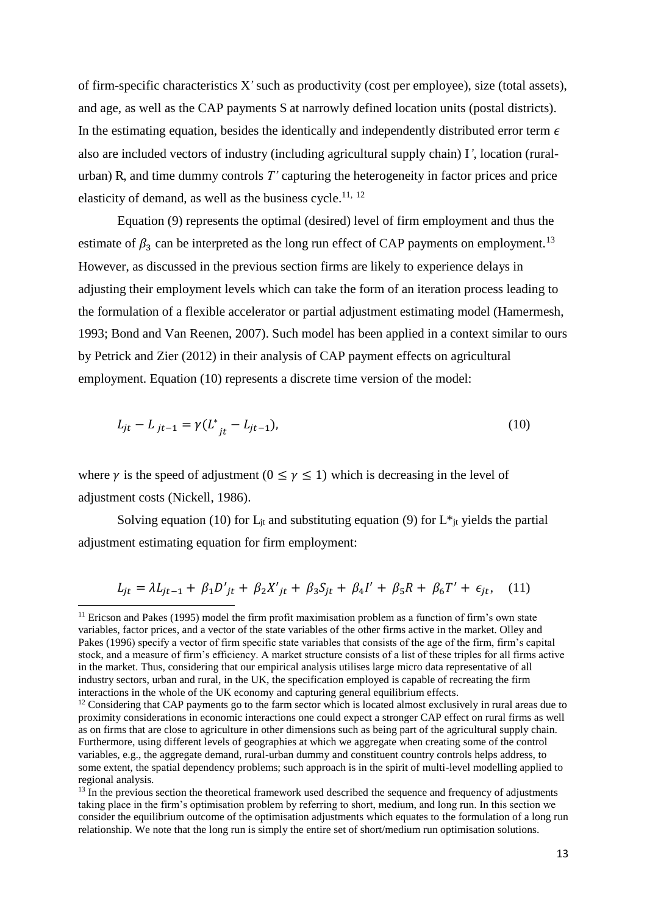of firm-specific characteristics X*'* such as productivity (cost per employee), size (total assets), and age, as well as the CAP payments S at narrowly defined location units (postal districts). In the estimating equation, besides the identically and independently distributed error term $\epsilon$ also are included vectors of industry (including agricultural supply chain) I*'*, location (rural-urban) R, and time dummy controls $T'$ capturing the heterogeneity in factor prices and price elasticity of demand, as well as the business cycle.[11, 12]

Equation (9) represents the optimal (desired) level of firm employment and thus the estimate of $\beta_3$ can be interpreted as the long run effect of CAP payments on employment.[13] However, as discussed in the previous section firms are likely to experience delays in adjusting their employment levels which can take the form of an iteration process leading to the formulation of a flexible accelerator or partial adjustment estimating model (Hamermesh, 1993; Bond and Van Reenen, 2007). Such model has been applied in a context similar to ours by Petrick and Zier (2012) in their analysis of CAP payment effects on agricultural employment. Equation (10) represents a discrete time version of the model:

$$L_{jt} - L_{jt-1} = \gamma(L^*_{jt} - L_{jt-1}), \quad (10)$$

where $\gamma$ is the speed of adjustment ($0 \leq \gamma \leq 1$) which is decreasing in the level of adjustment costs (Nickell, 1986).

Solving equation (10) for $L_{jt}$ and substituting equation (9) for $L^*_{jt}$ yields the partial adjustment estimating equation for firm employment:

$$L_{jt} = \lambda L_{jt-1} + \beta_1 D'_{jt} + \beta_2 X'_{jt} + \beta_3 S_{jt} + \beta_4 I' + \beta_5 R + \beta_6 T' + \epsilon_{jt}, \quad (11)$$

[11] Ericson and Pakes (1995) model the firm profit maximisation problem as a function of firm's own state variables, factor prices, and a vector of the state variables of the other firms active in the market. Olley and Pakes (1996) specify a vector of firm specific state variables that consists of the age of the firm, firm's capital stock, and a measure of firm's efficiency. A market structure consists of a list of these triples for all firms active in the market. Thus, considering that our empirical analysis utilises large micro data representative of all industry sectors, urban and rural, in the UK, the specification employed is capable of recreating the firm interactions in the whole of the UK economy and capturing general equilibrium effects.

[12] Considering that CAP payments go to the farm sector which is located almost exclusively in rural areas due to proximity considerations in economic interactions one could expect a stronger CAP effect on rural firms as well as on firms that are close to agriculture in other dimensions such as being part of the agricultural supply chain. Furthermore, using different levels of geographies at which we aggregate when creating some of the control variables, e.g., the aggregate demand, rural-urban dummy and constituent country controls helps address, to some extent, the spatial dependency problems; such approach is in the spirit of multi-level modelling applied to regional analysis.

[13] In the previous section the theoretical framework used described the sequence and frequency of adjustments taking place in the firm's optimisation problem by referring to short, medium, and long run. In this section we consider the equilibrium outcome of the optimisation adjustments which equates to the formulation of a long run relationship. We note that the long run is simply the entire set of short/medium run optimisation solutions.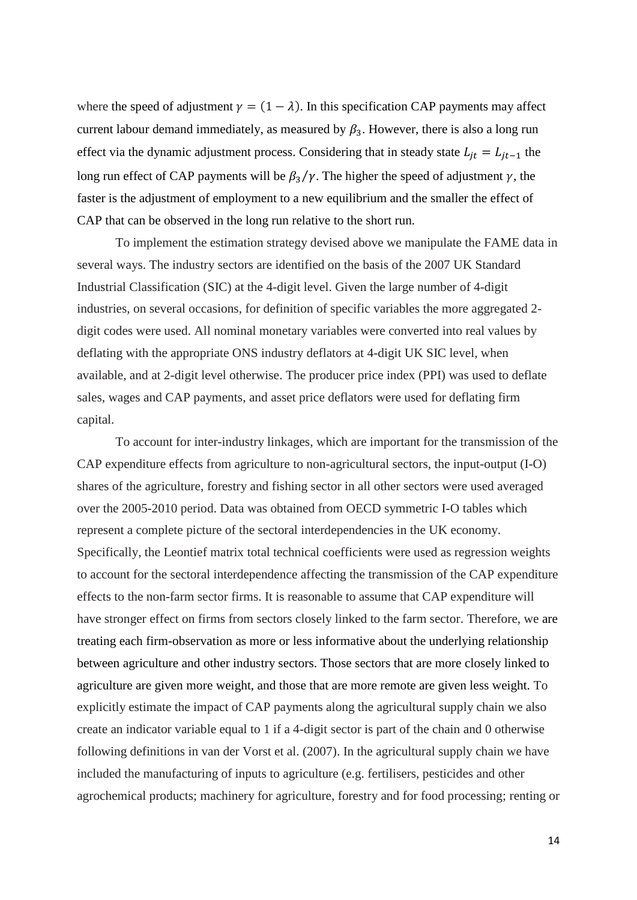where the speed of adjustment $\gamma = (1 - \lambda)$. In this specification CAP payments may affect current labour demand immediately, as measured by $\beta_3$. However, there is also a long run effect via the dynamic adjustment process. Considering that in steady state $L_{jt} = L_{jt-1}$ the long run effect of CAP payments will be $\beta_3/\gamma$. The higher the speed of adjustment $\gamma$, the faster is the adjustment of employment to a new equilibrium and the smaller the effect of CAP that can be observed in the long run relative to the short run.

To implement the estimation strategy devised above we manipulate the FAME data in several ways. The industry sectors are identified on the basis of the 2007 UK Standard Industrial Classification (SIC) at the 4-digit level. Given the large number of 4-digit industries, on several occasions, for definition of specific variables the more aggregated 2-digit codes were used. All nominal monetary variables were converted into real values by deflating with the appropriate ONS industry deflators at 4-digit UK SIC level, when available, and at 2-digit level otherwise. The producer price index (PPI) was used to deflate sales, wages and CAP payments, and asset price deflators were used for deflating firm capital.

To account for inter-industry linkages, which are important for the transmission of the CAP expenditure effects from agriculture to non-agricultural sectors, the input-output (I-O) shares of the agriculture, forestry and fishing sector in all other sectors were used averaged over the 2005-2010 period. Data was obtained from OECD symmetric I-O tables which represent a complete picture of the sectoral interdependencies in the UK economy. Specifically, the Leontief matrix total technical coefficients were used as regression weights to account for the sectoral interdependence affecting the transmission of the CAP expenditure effects to the non-farm sector firms. It is reasonable to assume that CAP expenditure will have stronger effect on firms from sectors closely linked to the farm sector. Therefore, we are treating each firm-observation as more or less informative about the underlying relationship between agriculture and other industry sectors. Those sectors that are more closely linked to agriculture are given more weight, and those that are more remote are given less weight. To explicitly estimate the impact of CAP payments along the agricultural supply chain we also create an indicator variable equal to 1 if a 4-digit sector is part of the chain and 0 otherwise following definitions in van der Vorst et al. (2007). In the agricultural supply chain we have included the manufacturing of inputs to agriculture (e.g. fertilisers, pesticides and other agrochemical products; machinery for agriculture, forestry and for food processing; renting or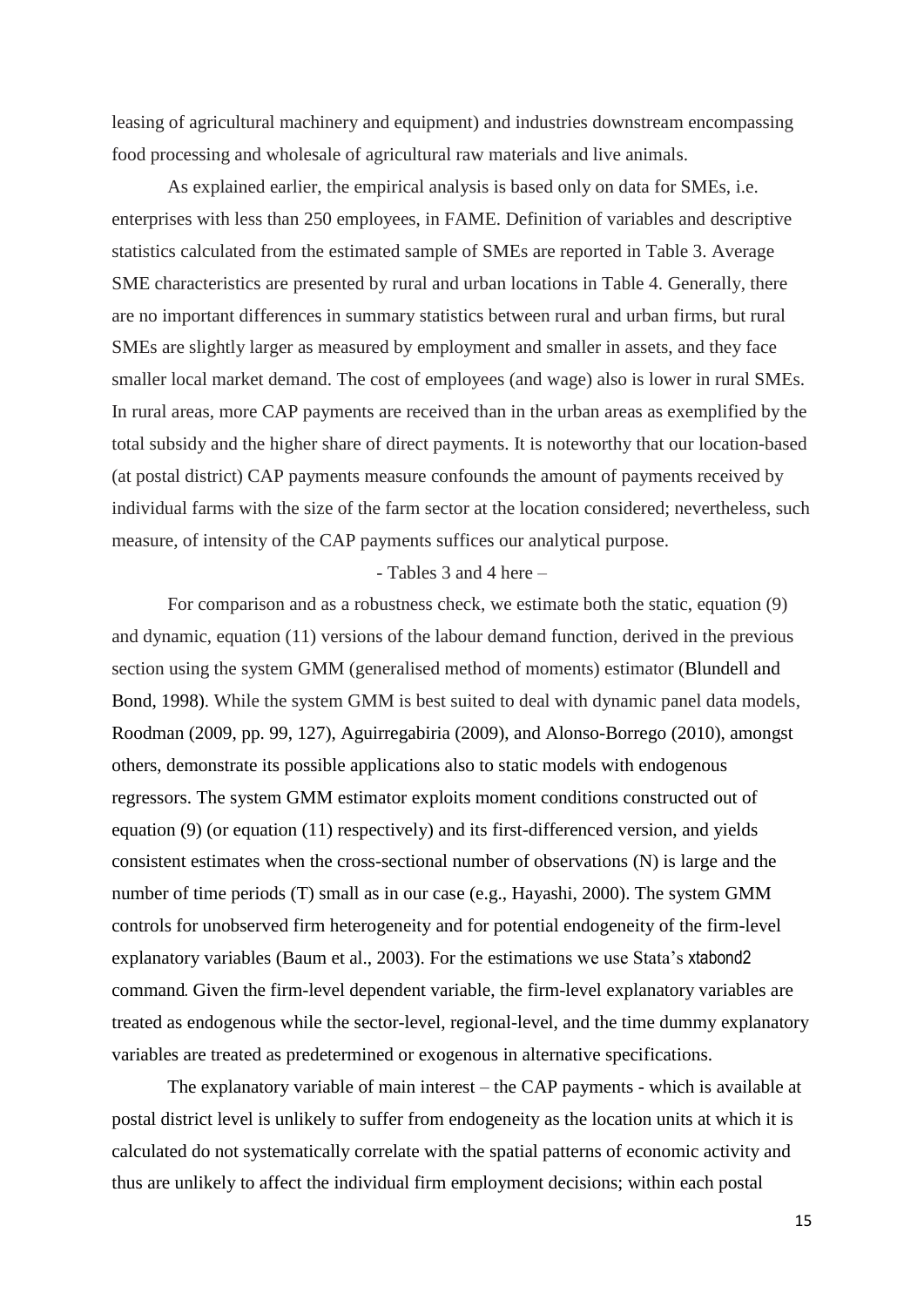leasing of agricultural machinery and equipment) and industries downstream encompassing food processing and wholesale of agricultural raw materials and live animals.

As explained earlier, the empirical analysis is based only on data for SMEs, i.e. enterprises with less than 250 employees, in FAME. Definition of variables and descriptive statistics calculated from the estimated sample of SMEs are reported in Table 3. Average SME characteristics are presented by rural and urban locations in Table 4. Generally, there are no important differences in summary statistics between rural and urban firms, but rural SMEs are slightly larger as measured by employment and smaller in assets, and they face smaller local market demand. The cost of employees (and wage) also is lower in rural SMEs. In rural areas, more CAP payments are received than in the urban areas as exemplified by the total subsidy and the higher share of direct payments. It is noteworthy that our location-based (at postal district) CAP payments measure confounds the amount of payments received by individual farms with the size of the farm sector at the location considered; nevertheless, such measure, of intensity of the CAP payments suffices our analytical purpose.

- Tables 3 and 4 here –

For comparison and as a robustness check, we estimate both the static, equation (9) and dynamic, equation (11) versions of the labour demand function, derived in the previous section using the system GMM (generalised method of moments) estimator (Blundell and Bond, 1998). While the system GMM is best suited to deal with dynamic panel data models, Roodman (2009, pp. 99, 127), Aguirregabiria (2009), and Alonso-Borrego (2010), amongst others, demonstrate its possible applications also to static models with endogenous regressors. The system GMM estimator exploits moment conditions constructed out of equation (9) (or equation (11) respectively) and its first-differenced version, and yields consistent estimates when the cross-sectional number of observations (N) is large and the number of time periods (T) small as in our case (e.g., Hayashi, 2000). The system GMM controls for unobserved firm heterogeneity and for potential endogeneity of the firm-level explanatory variables (Baum et al., 2003). For the estimations we use Stata's xtabond2 command. Given the firm-level dependent variable, the firm-level explanatory variables are treated as endogenous while the sector-level, regional-level, and the time dummy explanatory variables are treated as predetermined or exogenous in alternative specifications.

The explanatory variable of main interest – the CAP payments - which is available at postal district level is unlikely to suffer from endogeneity as the location units at which it is calculated do not systematically correlate with the spatial patterns of economic activity and thus are unlikely to affect the individual firm employment decisions; within each postal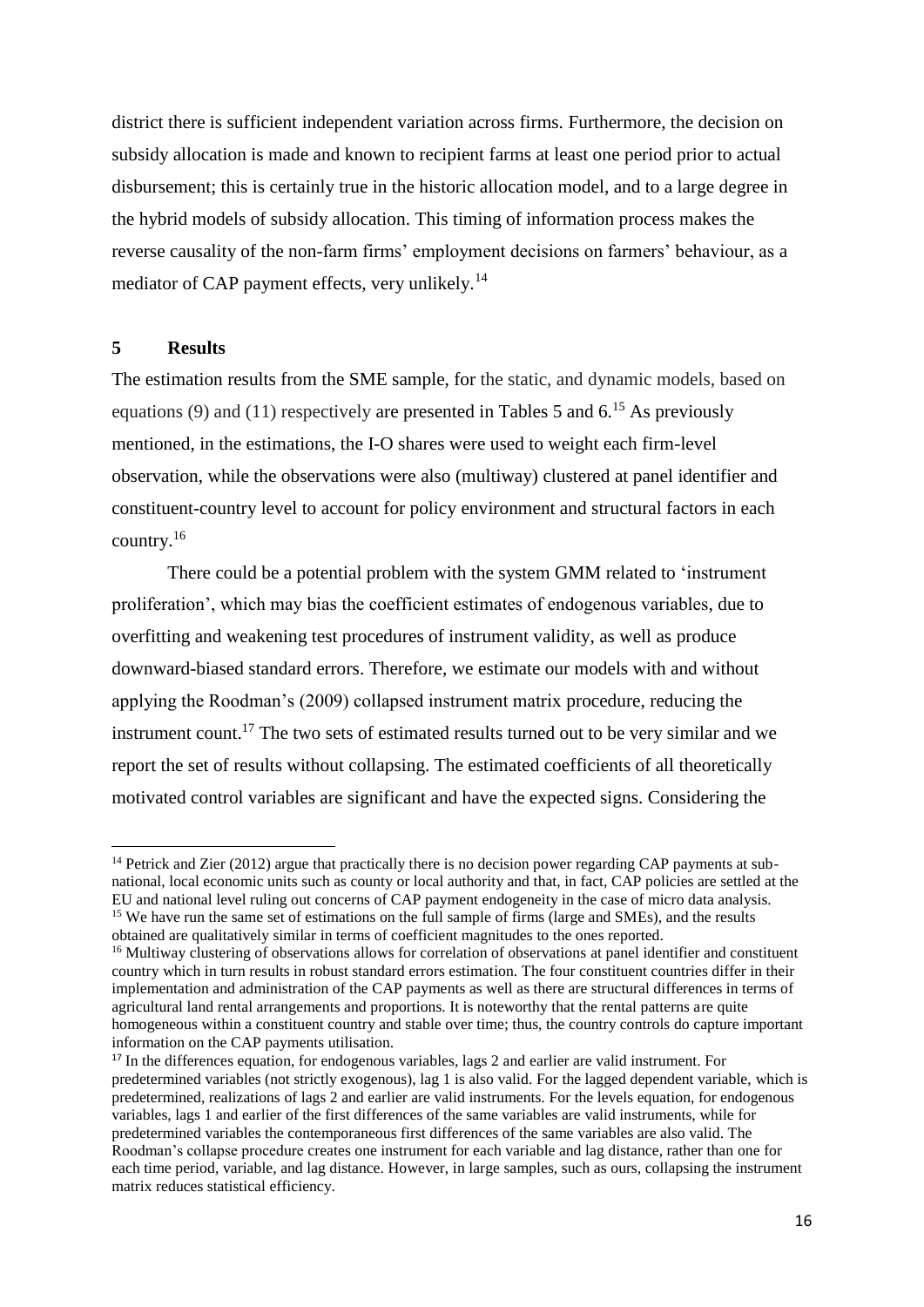district there is sufficient independent variation across firms. Furthermore, the decision on subsidy allocation is made and known to recipient farms at least one period prior to actual disbursement; this is certainly true in the historic allocation model, and to a large degree in the hybrid models of subsidy allocation. This timing of information process makes the reverse causality of the non-farm firms' employment decisions on farmers' behaviour, as a mediator of CAP payment effects, very unlikely.[14]

## 5 Results

The estimation results from the SME sample, for the static, and dynamic models, based on equations (9) and (11) respectively are presented in Tables 5 and 6.[15] As previously mentioned, in the estimations, the I-O shares were used to weight each firm-level observation, while the observations were also (multiway) clustered at panel identifier and constituent-country level to account for policy environment and structural factors in each country.[16]

There could be a potential problem with the system GMM related to 'instrument proliferation', which may bias the coefficient estimates of endogenous variables, due to overfitting and weakening test procedures of instrument validity, as well as produce downward-biased standard errors. Therefore, we estimate our models with and without applying the Roodman's (2009) collapsed instrument matrix procedure, reducing the instrument count.[17] The two sets of estimated results turned out to be very similar and we report the set of results without collapsing. The estimated coefficients of all theoretically motivated control variables are significant and have the expected signs. Considering the

---

[14] Petrick and Zier (2012) argue that practically there is no decision power regarding CAP payments at sub-national, local economic units such as county or local authority and that, in fact, CAP policies are settled at the EU and national level ruling out concerns of CAP payment endogeneity in the case of micro data analysis.

[15] We have run the same set of estimations on the full sample of firms (large and SMEs), and the results obtained are qualitatively similar in terms of coefficient magnitudes to the ones reported.

[16] Multiway clustering of observations allows for correlation of observations at panel identifier and constituent country which in turn results in robust standard errors estimation. The four constituent countries differ in their implementation and administration of the CAP payments as well as there are structural differences in terms of agricultural land rental arrangements and proportions. It is noteworthy that the rental patterns are quite homogeneous within a constituent country and stable over time; thus, the country controls do capture important information on the CAP payments utilisation.

[17] In the differences equation, for endogenous variables, lags 2 and earlier are valid instrument. For predetermined variables (not strictly exogenous), lag 1 is also valid. For the lagged dependent variable, which is predetermined, realizations of lags 2 and earlier are valid instruments. For the levels equation, for endogenous variables, lags 1 and earlier of the first differences of the same variables are valid instruments, while for predetermined variables the contemporaneous first differences of the same variables are also valid. The Roodman's collapse procedure creates one instrument for each variable and lag distance, rather than one for each time period, variable, and lag distance. However, in large samples, such as ours, collapsing the instrument matrix reduces statistical efficiency.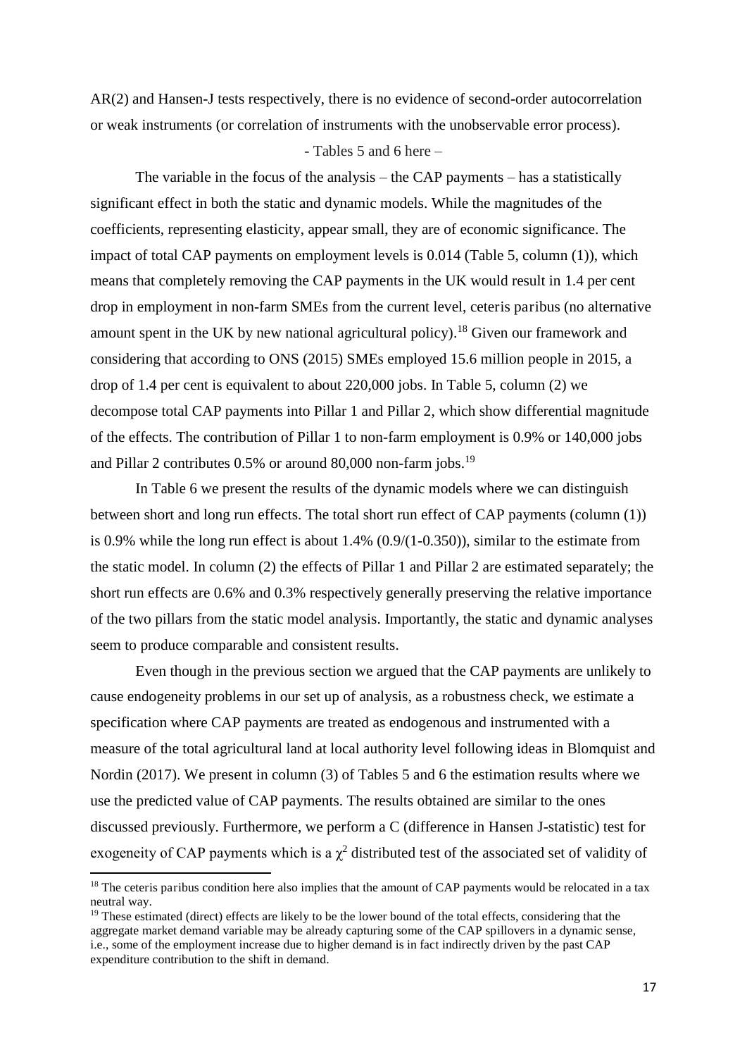AR(2) and Hansen-J tests respectively, there is no evidence of second-order autocorrelation or weak instruments (or correlation of instruments with the unobservable error process).

- Tables 5 and 6 here –

The variable in the focus of the analysis – the CAP payments – has a statistically significant effect in both the static and dynamic models. While the magnitudes of the coefficients, representing elasticity, appear small, they are of economic significance. The impact of total CAP payments on employment levels is 0.014 (Table 5, column (1)), which means that completely removing the CAP payments in the UK would result in 1.4 per cent drop in employment in non-farm SMEs from the current level, ceteris paribus (no alternative amount spent in the UK by new national agricultural policy).[18] Given our framework and considering that according to ONS (2015) SMEs employed 15.6 million people in 2015, a drop of 1.4 per cent is equivalent to about 220,000 jobs. In Table 5, column (2) we decompose total CAP payments into Pillar 1 and Pillar 2, which show differential magnitude of the effects. The contribution of Pillar 1 to non-farm employment is 0.9% or 140,000 jobs and Pillar 2 contributes 0.5% or around 80,000 non-farm jobs.[19]

In Table 6 we present the results of the dynamic models where we can distinguish between short and long run effects. The total short run effect of CAP payments (column (1)) is 0.9% while the long run effect is about 1.4% (0.9/(1-0.350)), similar to the estimate from the static model. In column (2) the effects of Pillar 1 and Pillar 2 are estimated separately; the short run effects are 0.6% and 0.3% respectively generally preserving the relative importance of the two pillars from the static model analysis. Importantly, the static and dynamic analyses seem to produce comparable and consistent results.

Even though in the previous section we argued that the CAP payments are unlikely to cause endogeneity problems in our set up of analysis, as a robustness check, we estimate a specification where CAP payments are treated as endogenous and instrumented with a measure of the total agricultural land at local authority level following ideas in Blomquist and Nordin (2017). We present in column (3) of Tables 5 and 6 the estimation results where we use the predicted value of CAP payments. The results obtained are similar to the ones discussed previously. Furthermore, we perform a C (difference in Hansen J-statistic) test for exogeneity of CAP payments which is a $\chi^2$ distributed test of the associated set of validity of

[18] The ceteris paribus condition here also implies that the amount of CAP payments would be relocated in a tax neutral way.

[19] These estimated (direct) effects are likely to be the lower bound of the total effects, considering that the aggregate market demand variable may be already capturing some of the CAP spillovers in a dynamic sense, i.e., some of the employment increase due to higher demand is in fact indirectly driven by the past CAP expenditure contribution to the shift in demand.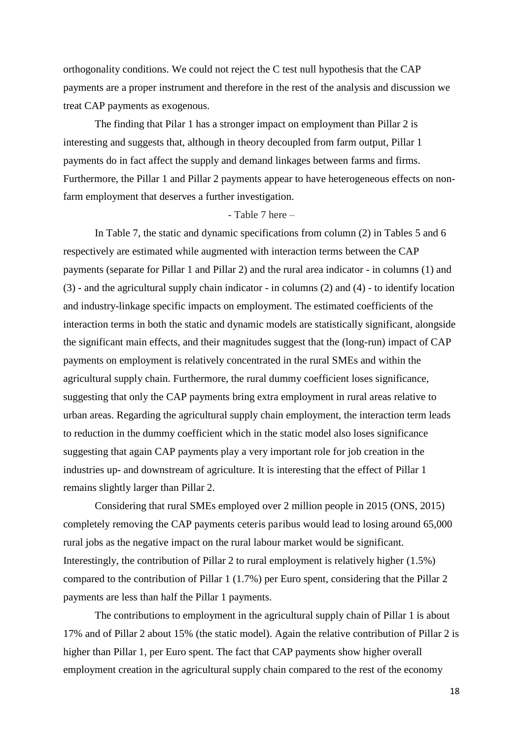orthogonality conditions. We could not reject the C test null hypothesis that the CAP payments are a proper instrument and therefore in the rest of the analysis and discussion we treat CAP payments as exogenous.

The finding that Pilar 1 has a stronger impact on employment than Pillar 2 is interesting and suggests that, although in theory decoupled from farm output, Pillar 1 payments do in fact affect the supply and demand linkages between farms and firms. Furthermore, the Pillar 1 and Pillar 2 payments appear to have heterogeneous effects on non-farm employment that deserves a further investigation.

- Table 7 here –

In Table 7, the static and dynamic specifications from column (2) in Tables 5 and 6 respectively are estimated while augmented with interaction terms between the CAP payments (separate for Pillar 1 and Pillar 2) and the rural area indicator - in columns (1) and (3) - and the agricultural supply chain indicator - in columns (2) and (4) - to identify location and industry-linkage specific impacts on employment. The estimated coefficients of the interaction terms in both the static and dynamic models are statistically significant, alongside the significant main effects, and their magnitudes suggest that the (long-run) impact of CAP payments on employment is relatively concentrated in the rural SMEs and within the agricultural supply chain. Furthermore, the rural dummy coefficient loses significance, suggesting that only the CAP payments bring extra employment in rural areas relative to urban areas. Regarding the agricultural supply chain employment, the interaction term leads to reduction in the dummy coefficient which in the static model also loses significance suggesting that again CAP payments play a very important role for job creation in the industries up- and downstream of agriculture. It is interesting that the effect of Pillar 1 remains slightly larger than Pillar 2.

Considering that rural SMEs employed over 2 million people in 2015 (ONS, 2015) completely removing the CAP payments ceteris paribus would lead to losing around 65,000 rural jobs as the negative impact on the rural labour market would be significant. Interestingly, the contribution of Pillar 2 to rural employment is relatively higher (1.5%) compared to the contribution of Pillar 1 (1.7%) per Euro spent, considering that the Pillar 2 payments are less than half the Pillar 1 payments.

The contributions to employment in the agricultural supply chain of Pillar 1 is about 17% and of Pillar 2 about 15% (the static model). Again the relative contribution of Pillar 2 is higher than Pillar 1, per Euro spent. The fact that CAP payments show higher overall employment creation in the agricultural supply chain compared to the rest of the economy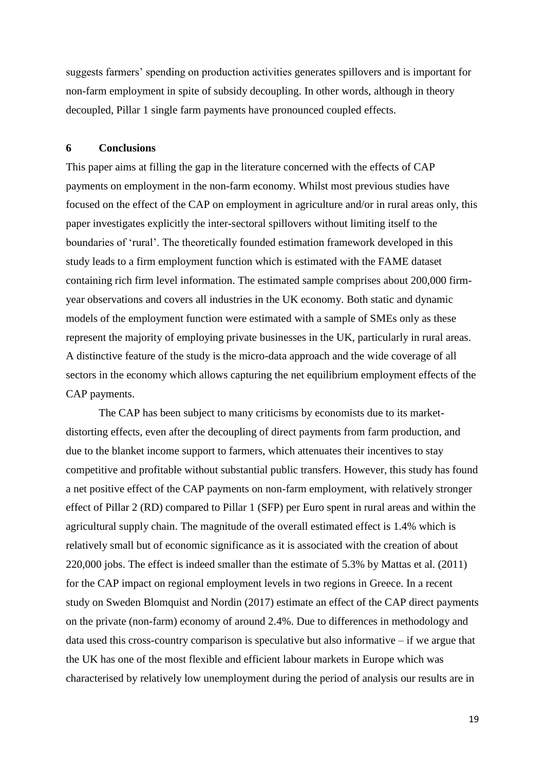suggests farmers' spending on production activities generates spillovers and is important for non-farm employment in spite of subsidy decoupling. In other words, although in theory decoupled, Pillar 1 single farm payments have pronounced coupled effects.

## 6 Conclusions

This paper aims at filling the gap in the literature concerned with the effects of CAP payments on employment in the non-farm economy. Whilst most previous studies have focused on the effect of the CAP on employment in agriculture and/or in rural areas only, this paper investigates explicitly the inter-sectoral spillovers without limiting itself to the boundaries of 'rural'. The theoretically founded estimation framework developed in this study leads to a firm employment function which is estimated with the FAME dataset containing rich firm level information. The estimated sample comprises about 200,000 firm-year observations and covers all industries in the UK economy. Both static and dynamic models of the employment function were estimated with a sample of SMEs only as these represent the majority of employing private businesses in the UK, particularly in rural areas. A distinctive feature of the study is the micro-data approach and the wide coverage of all sectors in the economy which allows capturing the net equilibrium employment effects of the CAP payments.

The CAP has been subject to many criticisms by economists due to its market-distorting effects, even after the decoupling of direct payments from farm production, and due to the blanket income support to farmers, which attenuates their incentives to stay competitive and profitable without substantial public transfers. However, this study has found a net positive effect of the CAP payments on non-farm employment, with relatively stronger effect of Pillar 2 (RD) compared to Pillar 1 (SFP) per Euro spent in rural areas and within the agricultural supply chain. The magnitude of the overall estimated effect is 1.4% which is relatively small but of economic significance as it is associated with the creation of about 220,000 jobs. The effect is indeed smaller than the estimate of 5.3% by Mattas et al. (2011) for the CAP impact on regional employment levels in two regions in Greece. In a recent study on Sweden Blomquist and Nordin (2017) estimate an effect of the CAP direct payments on the private (non-farm) economy of around 2.4%. Due to differences in methodology and data used this cross-country comparison is speculative but also informative – if we argue that the UK has one of the most flexible and efficient labour markets in Europe which was characterised by relatively low unemployment during the period of analysis our results are in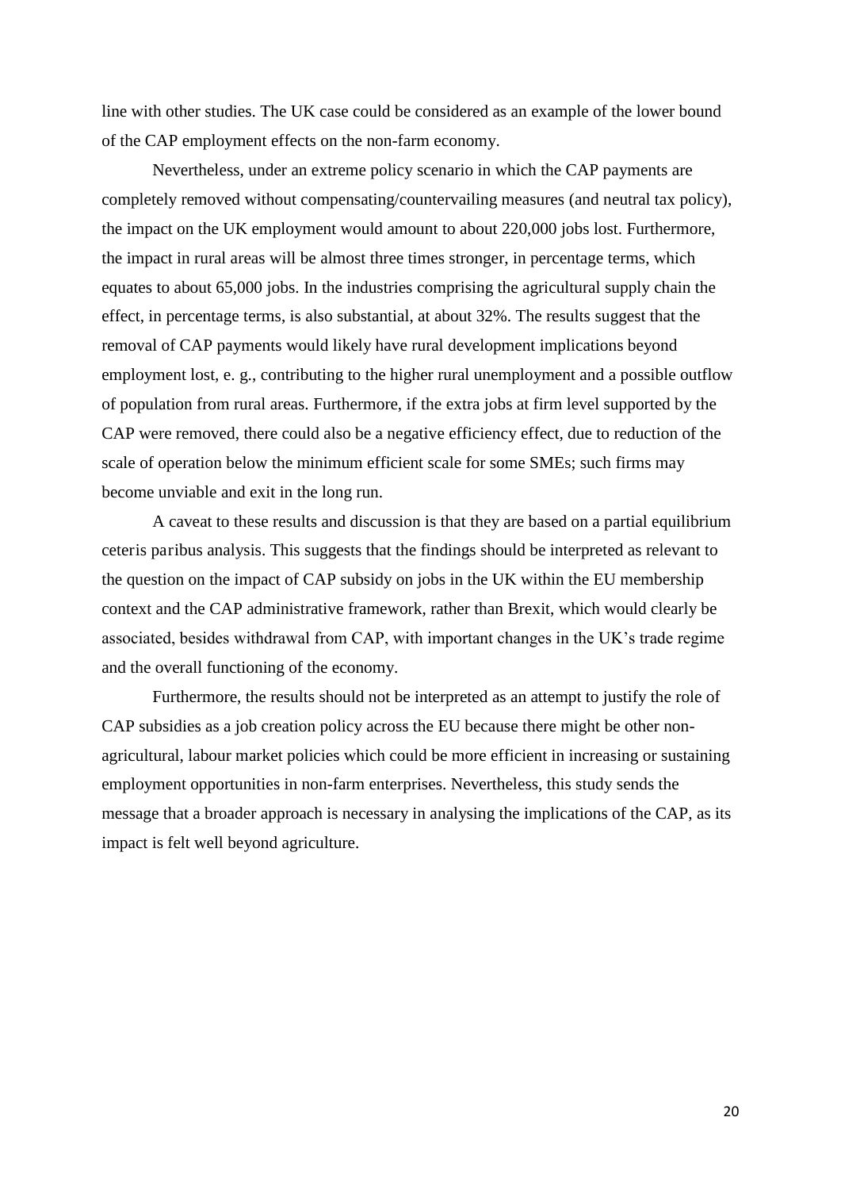line with other studies. The UK case could be considered as an example of the lower bound of the CAP employment effects on the non-farm economy.

Nevertheless, under an extreme policy scenario in which the CAP payments are completely removed without compensating/countervailing measures (and neutral tax policy), the impact on the UK employment would amount to about 220,000 jobs lost. Furthermore, the impact in rural areas will be almost three times stronger, in percentage terms, which equates to about 65,000 jobs. In the industries comprising the agricultural supply chain the effect, in percentage terms, is also substantial, at about 32%. The results suggest that the removal of CAP payments would likely have rural development implications beyond employment lost, e. g., contributing to the higher rural unemployment and a possible outflow of population from rural areas. Furthermore, if the extra jobs at firm level supported by the CAP were removed, there could also be a negative efficiency effect, due to reduction of the scale of operation below the minimum efficient scale for some SMEs; such firms may become unviable and exit in the long run.

A caveat to these results and discussion is that they are based on a partial equilibrium ceteris paribus analysis. This suggests that the findings should be interpreted as relevant to the question on the impact of CAP subsidy on jobs in the UK within the EU membership context and the CAP administrative framework, rather than Brexit, which would clearly be associated, besides withdrawal from CAP, with important changes in the UK's trade regime and the overall functioning of the economy.

Furthermore, the results should not be interpreted as an attempt to justify the role of CAP subsidies as a job creation policy across the EU because there might be other non-agricultural, labour market policies which could be more efficient in increasing or sustaining employment opportunities in non-farm enterprises. Nevertheless, this study sends the message that a broader approach is necessary in analysing the implications of the CAP, as its impact is felt well beyond agriculture.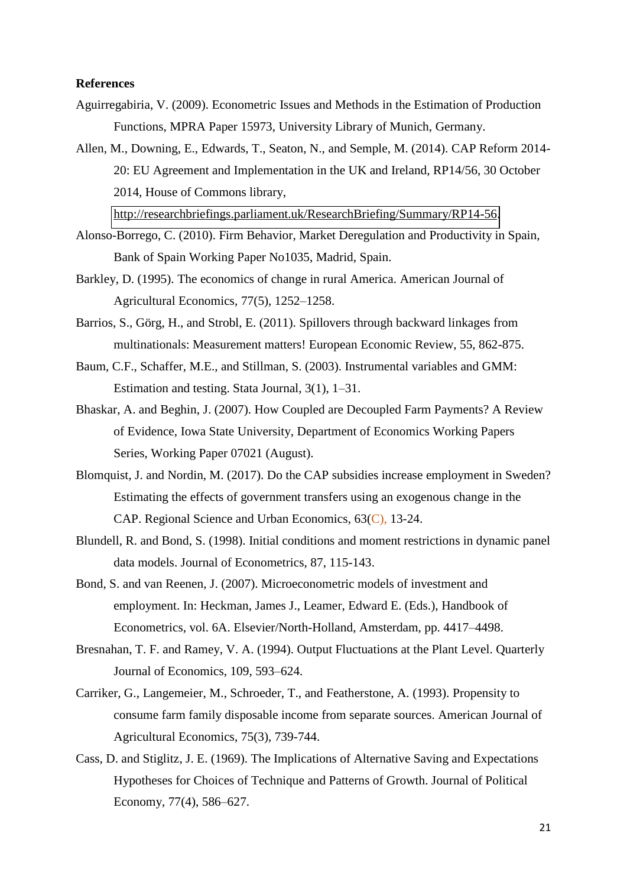**References**

Aguirregabiria, V. (2009). Econometric Issues and Methods in the Estimation of Production Functions, MPRA Paper 15973, University Library of Munich, Germany.

Allen, M., Downing, E., Edwards, T., Seaton, N., and Semple, M. (2014). CAP Reform 2014-20: EU Agreement and Implementation in the UK and Ireland, RP14/56, 30 October 2014, House of Commons library, http://researchbriefings.parliament.uk/ResearchBriefing/Summary/RP14-56.

Alonso-Borrego, C. (2010). Firm Behavior, Market Deregulation and Productivity in Spain, Bank of Spain Working Paper No1035, Madrid, Spain.

Barkley, D. (1995). The economics of change in rural America. American Journal of Agricultural Economics, 77(5), 1252–1258.

Barrios, S., Görg, H., and Strobl, E. (2011). Spillovers through backward linkages from multinationals: Measurement matters! European Economic Review, 55, 862-875.

Baum, C.F., Schaffer, M.E., and Stillman, S. (2003). Instrumental variables and GMM: Estimation and testing. Stata Journal, 3(1), 1–31.

Bhaskar, A. and Beghin, J. (2007). How Coupled are Decoupled Farm Payments? A Review of Evidence, Iowa State University, Department of Economics Working Papers Series, Working Paper 07021 (August).

Blomquist, J. and Nordin, M. (2017). Do the CAP subsidies increase employment in Sweden? Estimating the effects of government transfers using an exogenous change in the CAP. Regional Science and Urban Economics, 63(C), 13-24.

Blundell, R. and Bond, S. (1998). Initial conditions and moment restrictions in dynamic panel data models. Journal of Econometrics, 87, 115-143.

Bond, S. and van Reenen, J. (2007). Microeconometric models of investment and employment. In: Heckman, James J., Leamer, Edward E. (Eds.), Handbook of Econometrics, vol. 6A. Elsevier/North-Holland, Amsterdam, pp. 4417–4498.

Bresnahan, T. F. and Ramey, V. A. (1994). Output Fluctuations at the Plant Level. Quarterly Journal of Economics, 109, 593–624.

Carriker, G., Langemeier, M., Schroeder, T., and Featherstone, A. (1993). Propensity to consume farm family disposable income from separate sources. American Journal of Agricultural Economics, 75(3), 739-744.

Cass, D. and Stiglitz, J. E. (1969). The Implications of Alternative Saving and Expectations Hypotheses for Choices of Technique and Patterns of Growth. Journal of Political Economy, 77(4), 586–627.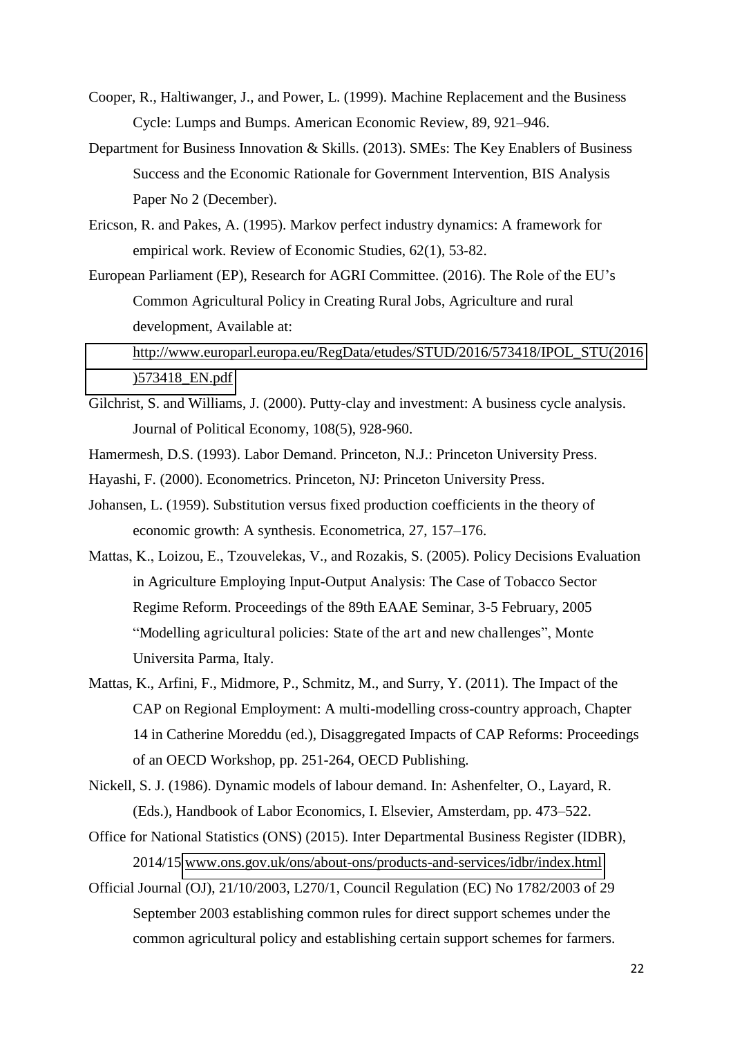Cooper, R., Haltiwanger, J., and Power, L. (1999). Machine Replacement and the Business Cycle: Lumps and Bumps. American Economic Review, 89, 921–946.

Department for Business Innovation & Skills. (2013). SMEs: The Key Enablers of Business Success and the Economic Rationale for Government Intervention, BIS Analysis Paper No 2 (December).

Ericson, R. and Pakes, A. (1995). Markov perfect industry dynamics: A framework for empirical work. Review of Economic Studies, 62(1), 53-82.

European Parliament (EP), Research for AGRI Committee. (2016). The Role of the EU's Common Agricultural Policy in Creating Rural Jobs, Agriculture and rural development, Available at: http://www.europarl.europa.eu/RegData/etudes/STUD/2016/573418/IPOL_STU(2016)573418_EN.pdf

Gilchrist, S. and Williams, J. (2000). Putty-clay and investment: A business cycle analysis. Journal of Political Economy, 108(5), 928-960.

Hamermesh, D.S. (1993). Labor Demand. Princeton, N.J.: Princeton University Press.

Hayashi, F. (2000). Econometrics. Princeton, NJ: Princeton University Press.

Johansen, L. (1959). Substitution versus fixed production coefficients in the theory of economic growth: A synthesis. Econometrica, 27, 157–176.

Mattas, K., Loizou, E., Tzouvelekas, V., and Rozakis, S. (2005). Policy Decisions Evaluation in Agriculture Employing Input-Output Analysis: The Case of Tobacco Sector Regime Reform. Proceedings of the 89th EAAE Seminar, 3-5 February, 2005 "Modelling agricultural policies: State of the art and new challenges", Monte Universita Parma, Italy.

Mattas, K., Arfini, F., Midmore, P., Schmitz, M., and Surry, Y. (2011). The Impact of the CAP on Regional Employment: A multi-modelling cross-country approach, Chapter 14 in Catherine Moreddu (ed.), Disaggregated Impacts of CAP Reforms: Proceedings of an OECD Workshop, pp. 251-264, OECD Publishing.

Nickell, S. J. (1986). Dynamic models of labour demand. In: Ashenfelter, O., Layard, R. (Eds.), Handbook of Labor Economics, I. Elsevier, Amsterdam, pp. 473–522.

Office for National Statistics (ONS) (2015). Inter Departmental Business Register (IDBR), 2014/15 www.ons.gov.uk/ons/about-ons/products-and-services/idbr/index.html

Official Journal (OJ), 21/10/2003, L270/1, Council Regulation (EC) No 1782/2003 of 29 September 2003 establishing common rules for direct support schemes under the common agricultural policy and establishing certain support schemes for farmers.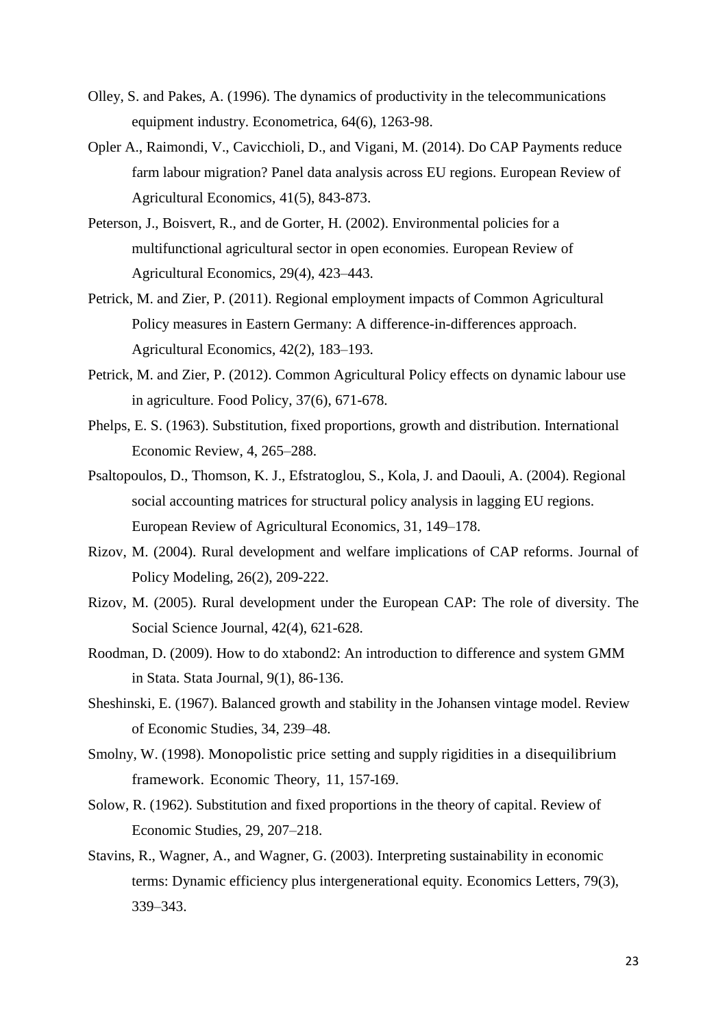Olley, S. and Pakes, A. (1996). The dynamics of productivity in the telecommunications equipment industry. Econometrica, 64(6), 1263-98.

Opler A., Raimondi, V., Cavicchioli, D., and Vigani, M. (2014). Do CAP Payments reduce farm labour migration? Panel data analysis across EU regions. European Review of Agricultural Economics, 41(5), 843-873.

Peterson, J., Boisvert, R., and de Gorter, H. (2002). Environmental policies for a multifunctional agricultural sector in open economies. European Review of Agricultural Economics, 29(4), 423–443.

Petrick, M. and Zier, P. (2011). Regional employment impacts of Common Agricultural Policy measures in Eastern Germany: A difference-in-differences approach. Agricultural Economics, 42(2), 183–193.

Petrick, M. and Zier, P. (2012). Common Agricultural Policy effects on dynamic labour use in agriculture. Food Policy, 37(6), 671-678.

Phelps, E. S. (1963). Substitution, fixed proportions, growth and distribution. International Economic Review, 4, 265–288.

Psaltopoulos, D., Thomson, K. J., Efstratoglou, S., Kola, J. and Daouli, A. (2004). Regional social accounting matrices for structural policy analysis in lagging EU regions. European Review of Agricultural Economics, 31, 149–178.

Rizov, M. (2004). Rural development and welfare implications of CAP reforms. Journal of Policy Modeling, 26(2), 209-222.

Rizov, M. (2005). Rural development under the European CAP: The role of diversity. The Social Science Journal, 42(4), 621-628.

Roodman, D. (2009). How to do xtabond2: An introduction to difference and system GMM in Stata. Stata Journal, 9(1), 86-136.

Sheshinski, E. (1967). Balanced growth and stability in the Johansen vintage model. Review of Economic Studies, 34, 239–48.

Smolny, W. (1998). Monopolistic price setting and supply rigidities in a disequilibrium framework. Economic Theory, 11, 157-169.

Solow, R. (1962). Substitution and fixed proportions in the theory of capital. Review of Economic Studies, 29, 207–218.

Stavins, R., Wagner, A., and Wagner, G. (2003). Interpreting sustainability in economic terms: Dynamic efficiency plus intergenerational equity. Economics Letters, 79(3), 339–343.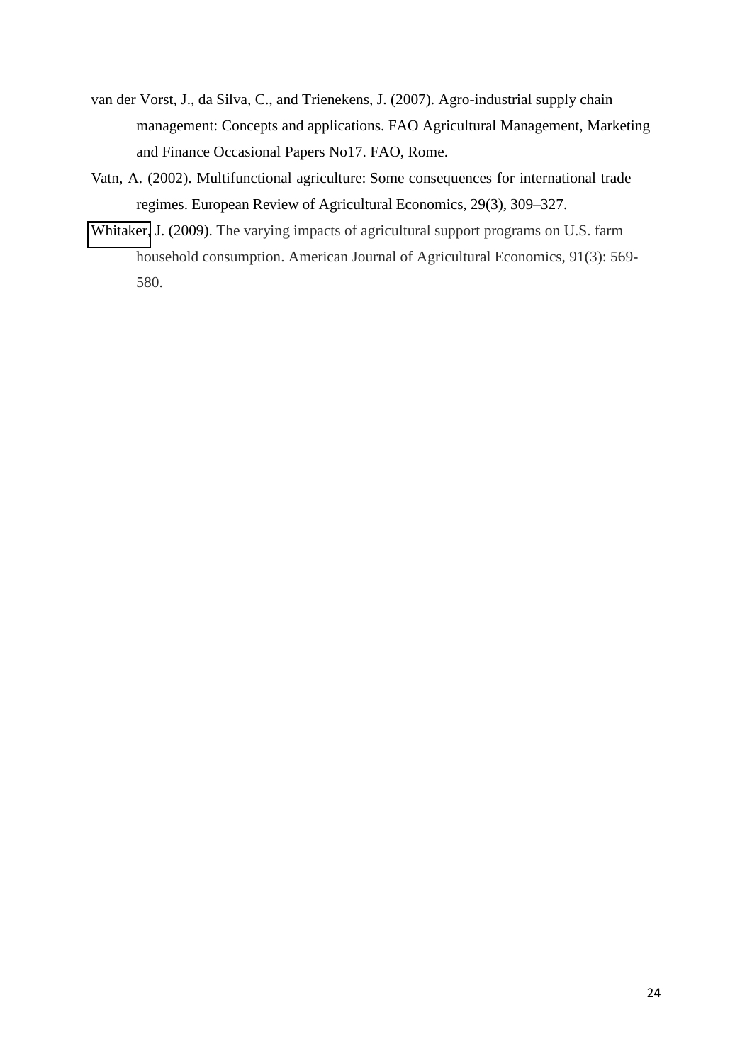van der Vorst, J., da Silva, C., and Trienekens, J. (2007). Agro-industrial supply chain management: Concepts and applications. FAO Agricultural Management, Marketing and Finance Occasional Papers No17. FAO, Rome.

Vatn, A. (2002). Multifunctional agriculture: Some consequences for international trade regimes. European Review of Agricultural Economics, 29(3), 309–327.

Whitaker, J. (2009). The varying impacts of agricultural support programs on U.S. farm household consumption. American Journal of Agricultural Economics, 91(3): 569-580.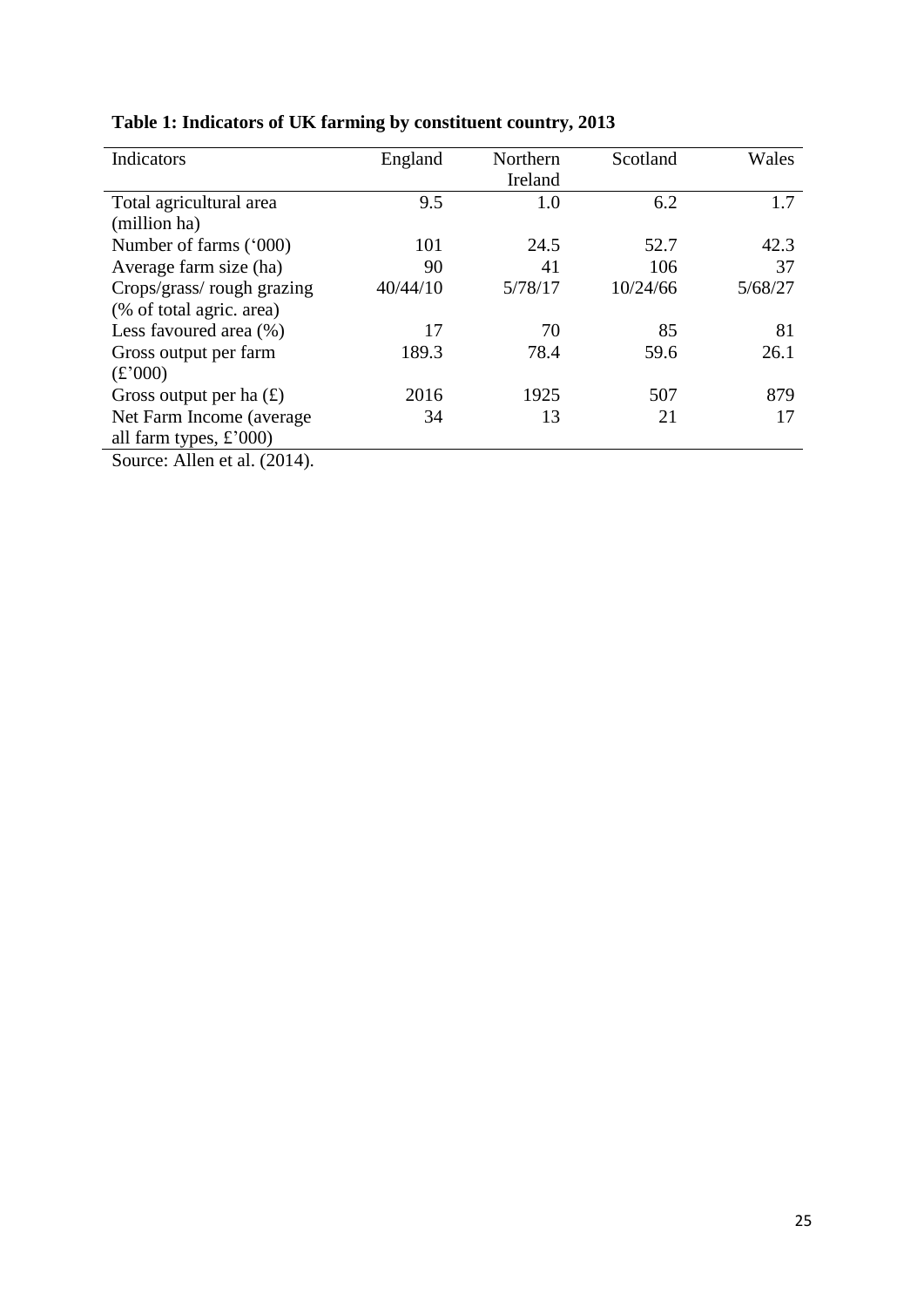**Table 1: Indicators of UK farming by constituent country, 2013**

| Indicators | England | Northern Ireland | Scotland | Wales |
|---|---|---|---|---|
| Total agricultural area (million ha) | 9.5 | 1.0 | 6.2 | 1.7 |
| Number of farms ('000) | 101 | 24.5 | 52.7 | 42.3 |
| Average farm size (ha) | 90 | 41 | 106 | 37 |
| Crops/grass/ rough grazing (% of total agric. area) | 40/44/10 | 5/78/17 | 10/24/66 | 5/68/27 |
| Less favoured area (%) | 17 | 70 | 85 | 81 |
| Gross output per farm (£'000) | 189.3 | 78.4 | 59.6 | 26.1 |
| Gross output per ha (£) | 2016 | 1925 | 507 | 879 |
| Net Farm Income (average all farm types, £'000) | 34 | 13 | 21 | 17 |

Source: Allen et al. (2014).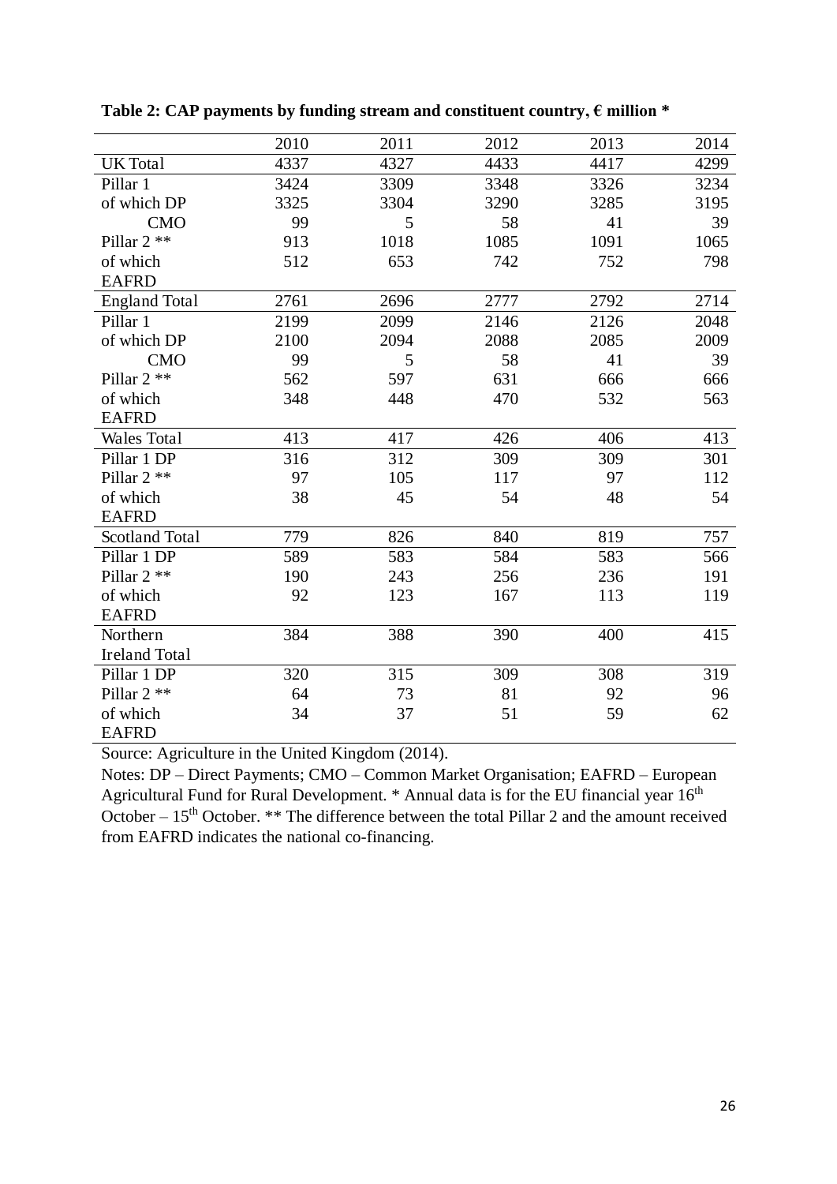**Table 2: CAP payments by funding stream and constituent country, € million ***

| | 2010 | 2011 | 2012 | 2013 | 2014 |
|---|---|---|---|---|---|
| UK Total | 4337 | 4327 | 4433 | 4417 | 4299 |
| Pillar 1 | 3424 | 3309 | 3348 | 3326 | 3234 |
| of which DP | 3325 | 3304 | 3290 | 3285 | 3195 |
| CMO | 99 | 5 | 58 | 41 | 39 |
| Pillar 2 ** | 913 | 1018 | 1085 | 1091 | 1065 |
| of which EAFRD | 512 | 653 | 742 | 752 | 798 |
| England Total | 2761 | 2696 | 2777 | 2792 | 2714 |
| Pillar 1 | 2199 | 2099 | 2146 | 2126 | 2048 |
| of which DP | 2100 | 2094 | 2088 | 2085 | 2009 |
| CMO | 99 | 5 | 58 | 41 | 39 |
| Pillar 2 ** | 562 | 597 | 631 | 666 | 666 |
| of which EAFRD | 348 | 448 | 470 | 532 | 563 |
| Wales Total | 413 | 417 | 426 | 406 | 413 |
| Pillar 1 DP | 316 | 312 | 309 | 309 | 301 |
| Pillar 2 ** | 97 | 105 | 117 | 97 | 112 |
| of which EAFRD | 38 | 45 | 54 | 48 | 54 |
| Scotland Total | 779 | 826 | 840 | 819 | 757 |
| Pillar 1 DP | 589 | 583 | 584 | 583 | 566 |
| Pillar 2 ** | 190 | 243 | 256 | 236 | 191 |
| of which EAFRD | 92 | 123 | 167 | 113 | 119 |
| Northern Ireland Total | 384 | 388 | 390 | 400 | 415 |
| Pillar 1 DP | 320 | 315 | 309 | 308 | 319 |
| Pillar 2 ** | 64 | 73 | 81 | 92 | 96 |
| of which EAFRD | 34 | 37 | 51 | 59 | 62 |

Source: Agriculture in the United Kingdom (2014).

Notes: DP – Direct Payments; CMO – Common Market Organisation; EAFRD – European Agricultural Fund for Rural Development. * Annual data is for the EU financial year 16th October – 15th October. ** The difference between the total Pillar 2 and the amount received from EAFRD indicates the national co-financing.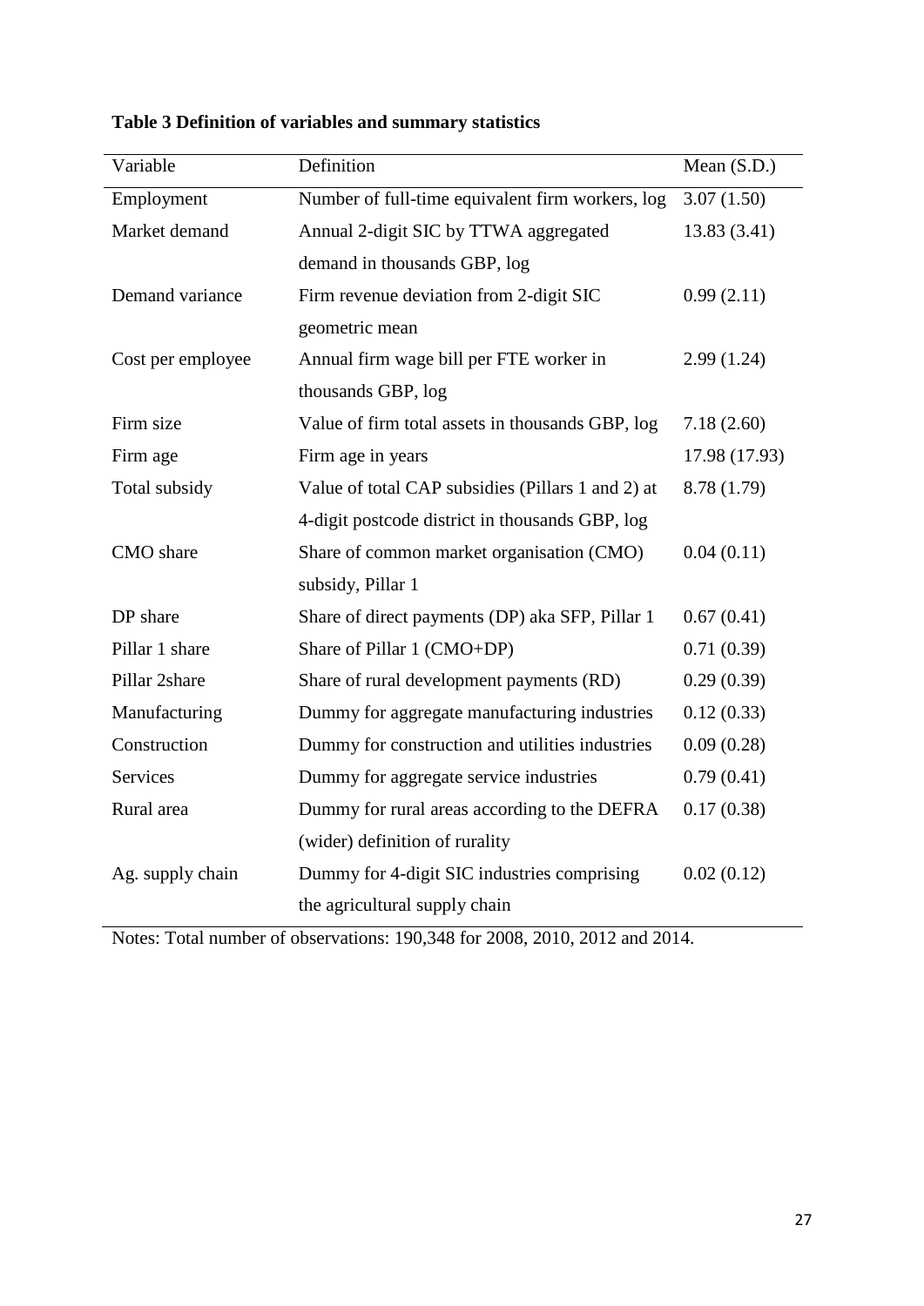**Table 3 Definition of variables and summary statistics**

| Variable | Definition | Mean (S.D.) |
|---|---|---|
| Employment | Number of full-time equivalent firm workers, log | 3.07 (1.50) |
| Market demand | Annual 2-digit SIC by TTWA aggregated demand in thousands GBP, log | 13.83 (3.41) |
| Demand variance | Firm revenue deviation from 2-digit SIC geometric mean | 0.99 (2.11) |
| Cost per employee | Annual firm wage bill per FTE worker in thousands GBP, log | 2.99 (1.24) |
| Firm size | Value of firm total assets in thousands GBP, log | 7.18 (2.60) |
| Firm age | Firm age in years | 17.98 (17.93) |
| Total subsidy | Value of total CAP subsidies (Pillars 1 and 2) at 4-digit postcode district in thousands GBP, log | 8.78 (1.79) |
| CMO share | Share of common market organisation (CMO) subsidy, Pillar 1 | 0.04 (0.11) |
| DP share | Share of direct payments (DP) aka SFP, Pillar 1 | 0.67 (0.41) |
| Pillar 1 share | Share of Pillar 1 (CMO+DP) | 0.71 (0.39) |
| Pillar 2share | Share of rural development payments (RD) | 0.29 (0.39) |
| Manufacturing | Dummy for aggregate manufacturing industries | 0.12 (0.33) |
| Construction | Dummy for construction and utilities industries | 0.09 (0.28) |
| Services | Dummy for aggregate service industries | 0.79 (0.41) |
| Rural area | Dummy for rural areas according to the DEFRA (wider) definition of rurality | 0.17 (0.38) |
| Ag. supply chain | Dummy for 4-digit SIC industries comprising the agricultural supply chain | 0.02 (0.12) |

Notes: Total number of observations: 190,348 for 2008, 2010, 2012 and 2014.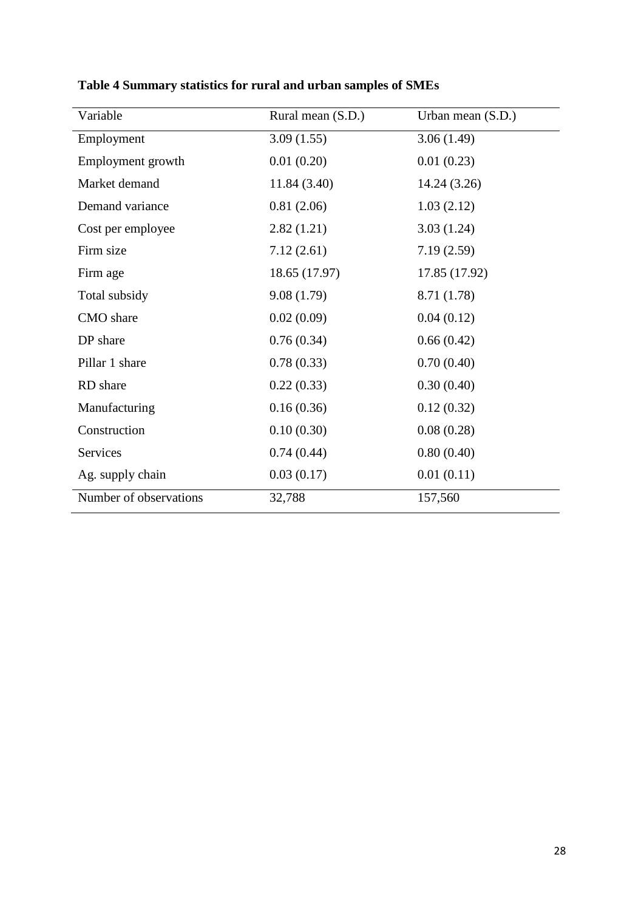**Table 4 Summary statistics for rural and urban samples of SMEs**

| Variable | Rural mean (S.D.) | Urban mean (S.D.) |
|---|---|---|
| Employment | 3.09 (1.55) | 3.06 (1.49) |
| Employment growth | 0.01 (0.20) | 0.01 (0.23) |
| Market demand | 11.84 (3.40) | 14.24 (3.26) |
| Demand variance | 0.81 (2.06) | 1.03 (2.12) |
| Cost per employee | 2.82 (1.21) | 3.03 (1.24) |
| Firm size | 7.12 (2.61) | 7.19 (2.59) |
| Firm age | 18.65 (17.97) | 17.85 (17.92) |
| Total subsidy | 9.08 (1.79) | 8.71 (1.78) |
| CMO share | 0.02 (0.09) | 0.04 (0.12) |
| DP share | 0.76 (0.34) | 0.66 (0.42) |
| Pillar 1 share | 0.78 (0.33) | 0.70 (0.40) |
| RD share | 0.22 (0.33) | 0.30 (0.40) |
| Manufacturing | 0.16 (0.36) | 0.12 (0.32) |
| Construction | 0.10 (0.30) | 0.08 (0.28) |
| Services | 0.74 (0.44) | 0.80 (0.40) |
| Ag. supply chain | 0.03 (0.17) | 0.01 (0.11) |
| Number of observations | 32,788 | 157,560 |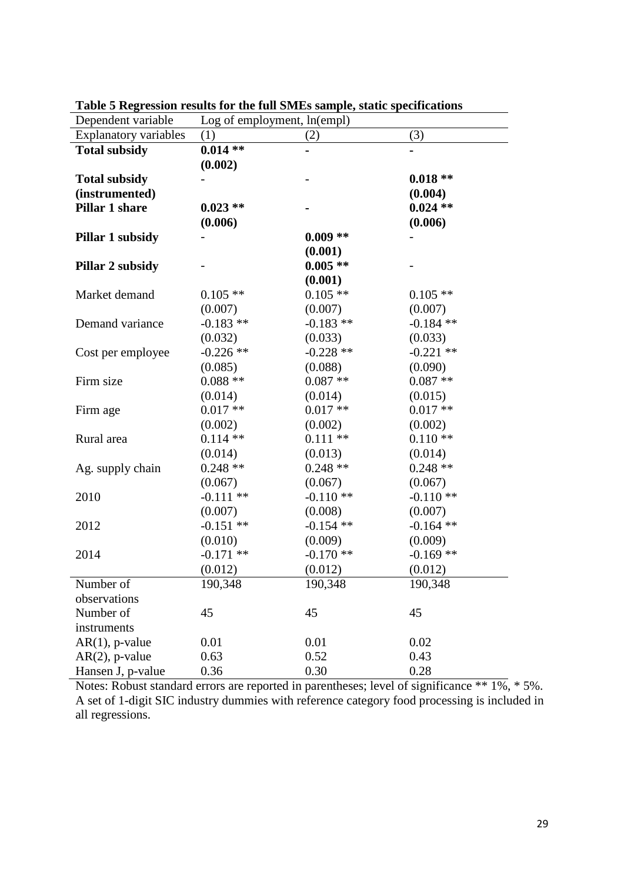**Table 5 Regression results for the full SMEs sample, static specifications**

| Dependent variable | Log of employment, ln(empl) | | |
|---|---|---|---|
| Explanatory variables | (1) | (2) | (3) |
| **Total subsidy** | **0.014 \*\*** | **-** | **-** |
| | **(0.002)** | | |
| **Total subsidy (instrumented)** | - | - | **0.018 \*\*** |
| | | | **(0.004)** |
| **Pillar 1 share** | **0.023 \*\*** | **-** | **0.024 \*\*** |
| | **(0.006)** | | **(0.006)** |
| **Pillar 1 subsidy** | - | **0.009 \*\*** | - |
| | | **(0.001)** | |
| **Pillar 2 subsidy** | - | **0.005 \*\*** | - |
| | | **(0.001)** | |
| Market demand | 0.105 \*\* | 0.105 \*\* | 0.105 \*\* |
| | (0.007) | (0.007) | (0.007) |
| Demand variance | -0.183 \*\* | -0.183 \*\* | -0.184 \*\* |
| | (0.032) | (0.033) | (0.033) |
| Cost per employee | -0.226 \*\* | -0.228 \*\* | -0.221 \*\* |
| | (0.085) | (0.088) | (0.090) |
| Firm size | 0.088 \*\* | 0.087 \*\* | 0.087 \*\* |
| | (0.014) | (0.014) | (0.015) |
| Firm age | 0.017 \*\* | 0.017 \*\* | 0.017 \*\* |
| | (0.002) | (0.002) | (0.002) |
| Rural area | 0.114 \*\* | 0.111 \*\* | 0.110 \*\* |
| | (0.014) | (0.013) | (0.014) |
| Ag. supply chain | 0.248 \*\* | 0.248 \*\* | 0.248 \*\* |
| | (0.067) | (0.067) | (0.067) |
| 2010 | -0.111 \*\* | -0.110 \*\* | -0.110 \*\* |
| | (0.007) | (0.008) | (0.007) |
| 2012 | -0.151 \*\* | -0.154 \*\* | -0.164 \*\* |
| | (0.010) | (0.009) | (0.009) |
| 2014 | -0.171 \*\* | -0.170 \*\* | -0.169 \*\* |
| | (0.012) | (0.012) | (0.012) |
| Number of observations | 190,348 | 190,348 | 190,348 |
| Number of instruments | 45 | 45 | 45 |
| AR(1), p-value | 0.01 | 0.01 | 0.02 |
| AR(2), p-value | 0.63 | 0.52 | 0.43 |
| Hansen J, p-value | 0.36 | 0.30 | 0.28 |

Notes: Robust standard errors are reported in parentheses; level of significance ** 1%, * 5%. A set of 1-digit SIC industry dummies with reference category food processing is included in all regressions.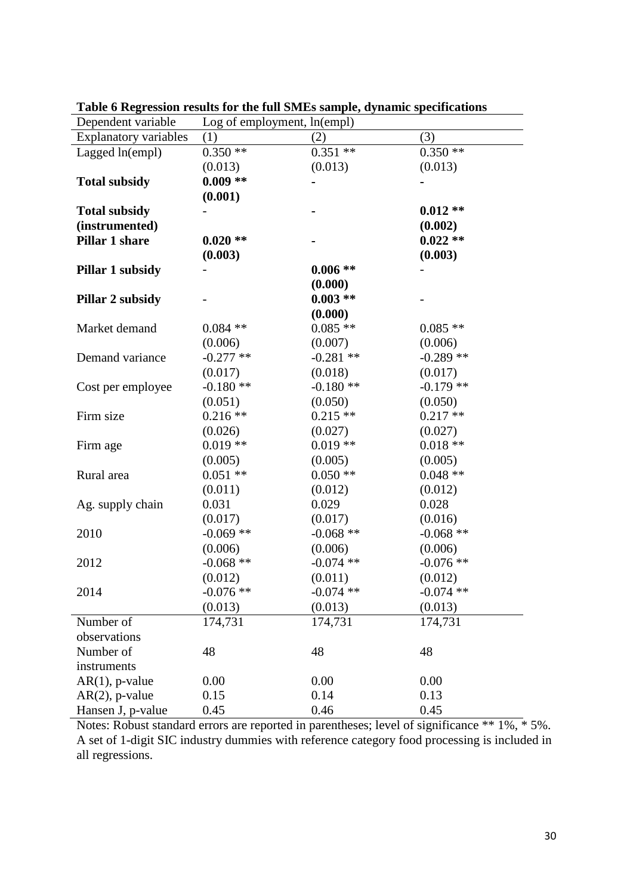**Table 6 Regression results for the full SMEs sample, dynamic specifications**

| Dependent variable | Log of employment, ln(empl) | | |
|---|---|---|---|
| Explanatory variables | (1) | (2) | (3) |
| Lagged ln(empl) | 0.350 ** | 0.351 ** | 0.350 ** |
| | (0.013) | (0.013) | (0.013) |
| **Total subsidy** | **0.009 \*\*** | - | - |
| | **(0.001)** | | |
| **Total subsidy (instrumented)** | - | - | **0.012 \*\*** |
| | | | **(0.002)** |
| **Pillar 1 share** | **0.020 \*\*** | - | **0.022 \*\*** |
| | **(0.003)** | | **(0.003)** |
| **Pillar 1 subsidy** | - | **0.006 \*\*** | - |
| | | **(0.000)** | |
| **Pillar 2 subsidy** | - | **0.003 \*\*** | - |
| | | **(0.000)** | |
| Market demand | 0.084 ** | 0.085 ** | 0.085 ** |
| | (0.006) | (0.007) | (0.006) |
| Demand variance | -0.277 ** | -0.281 ** | -0.289 ** |
| | (0.017) | (0.018) | (0.017) |
| Cost per employee | -0.180 ** | -0.180 ** | -0.179 ** |
| | (0.051) | (0.050) | (0.050) |
| Firm size | 0.216 ** | 0.215 ** | 0.217 ** |
| | (0.026) | (0.027) | (0.027) |
| Firm age | 0.019 ** | 0.019 ** | 0.018 ** |
| | (0.005) | (0.005) | (0.005) |
| Rural area | 0.051 ** | 0.050 ** | 0.048 ** |
| | (0.011) | (0.012) | (0.012) |
| Ag. supply chain | 0.031 | 0.029 | 0.028 |
| | (0.017) | (0.017) | (0.016) |
| 2010 | -0.069 ** | -0.068 ** | -0.068 ** |
| | (0.006) | (0.006) | (0.006) |
| 2012 | -0.068 ** | -0.074 ** | -0.076 ** |
| | (0.012) | (0.011) | (0.012) |
| 2014 | -0.076 ** | -0.074 ** | -0.074 ** |
| | (0.013) | (0.013) | (0.013) |
| Number of observations | 174,731 | 174,731 | 174,731 |
| Number of instruments | 48 | 48 | 48 |
| AR(1), p-value | 0.00 | 0.00 | 0.00 |
| AR(2), p-value | 0.15 | 0.14 | 0.13 |
| Hansen J, p-value | 0.45 | 0.46 | 0.45 |

Notes: Robust standard errors are reported in parentheses; level of significance ** 1%, * 5%. A set of 1-digit SIC industry dummies with reference category food processing is included in all regressions.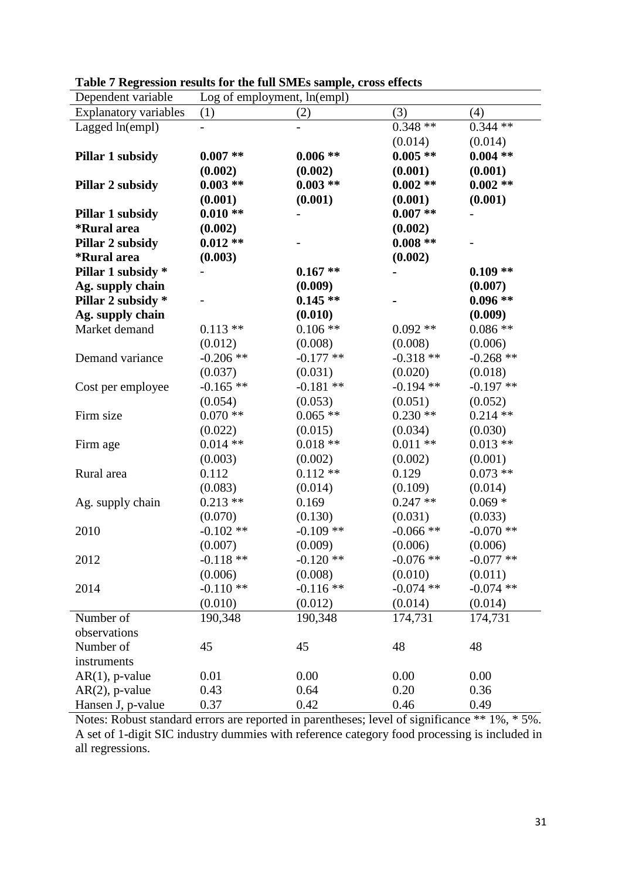**Table 7 Regression results for the full SMEs sample, cross effects**

| Dependent variable | Log of employment, ln(empl) | | | |
|---|---|---|---|---|
| Explanatory variables | (1) | (2) | (3) | (4) |
| Lagged ln(empl) | - | - | 0.348 ** | 0.344 ** |
| | | | (0.014) | (0.014) |
| **Pillar 1 subsidy** | **0.007 \*\*** | **0.006 \*\*** | **0.005 \*\*** | **0.004 \*\*** |
| | **(0.002)** | **(0.002)** | **(0.001)** | **(0.001)** |
| **Pillar 2 subsidy** | **0.003 \*\*** | **0.003 \*\*** | **0.002 \*\*** | **0.002 \*\*** |
| | **(0.001)** | **(0.001)** | **(0.001)** | **(0.001)** |
| **Pillar 1 subsidy *Rural area** | **0.010 \*\*** | - | **0.007 \*\*** | - |
| | **(0.002)** | | **(0.002)** | |
| **Pillar 2 subsidy *Rural area** | **0.012 \*\*** | - | **0.008 \*\*** | - |
| | **(0.003)** | | **(0.002)** | |
| **Pillar 1 subsidy * Ag. supply chain** | - | **0.167 \*\*** | - | **0.109 \*\*** |
| | | **(0.009)** | | **(0.007)** |
| **Pillar 2 subsidy * Ag. supply chain** | - | **0.145 \*\*** | - | **0.096 \*\*** |
| | | **(0.010)** | | **(0.009)** |
| Market demand | 0.113 ** | 0.106 ** | 0.092 ** | 0.086 ** |
| | (0.012) | (0.008) | (0.008) | (0.006) |
| Demand variance | -0.206 ** | -0.177 ** | -0.318 ** | -0.268 ** |
| | (0.037) | (0.031) | (0.020) | (0.018) |
| Cost per employee | -0.165 ** | -0.181 ** | -0.194 ** | -0.197 ** |
| | (0.054) | (0.053) | (0.051) | (0.052) |
| Firm size | 0.070 ** | 0.065 ** | 0.230 ** | 0.214 ** |
| | (0.022) | (0.015) | (0.034) | (0.030) |
| Firm age | 0.014 ** | 0.018 ** | 0.011 ** | 0.013 ** |
| | (0.003) | (0.002) | (0.002) | (0.001) |
| Rural area | 0.112 | 0.112 ** | 0.129 | 0.073 ** |
| | (0.083) | (0.014) | (0.109) | (0.014) |
| Ag. supply chain | 0.213 ** | 0.169 | 0.247 ** | 0.069 * |
| | (0.070) | (0.130) | (0.031) | (0.033) |
| 2010 | -0.102 ** | -0.109 ** | -0.066 ** | -0.070 ** |
| | (0.007) | (0.009) | (0.006) | (0.006) |
| 2012 | -0.118 ** | -0.120 ** | -0.076 ** | -0.077 ** |
| | (0.006) | (0.008) | (0.010) | (0.011) |
| 2014 | -0.110 ** | -0.116 ** | -0.074 ** | -0.074 ** |
| | (0.010) | (0.012) | (0.014) | (0.014) |
| Number of observations | 190,348 | 190,348 | 174,731 | 174,731 |
| Number of instruments | 45 | 45 | 48 | 48 |
| AR(1), p-value | 0.01 | 0.00 | 0.00 | 0.00 |
| AR(2), p-value | 0.43 | 0.64 | 0.20 | 0.36 |
| Hansen J, p-value | 0.37 | 0.42 | 0.46 | 0.49 |

Notes: Robust standard errors are reported in parentheses; level of significance ** 1%, * 5%. A set of 1-digit SIC industry dummies with reference category food processing is included in all regressions.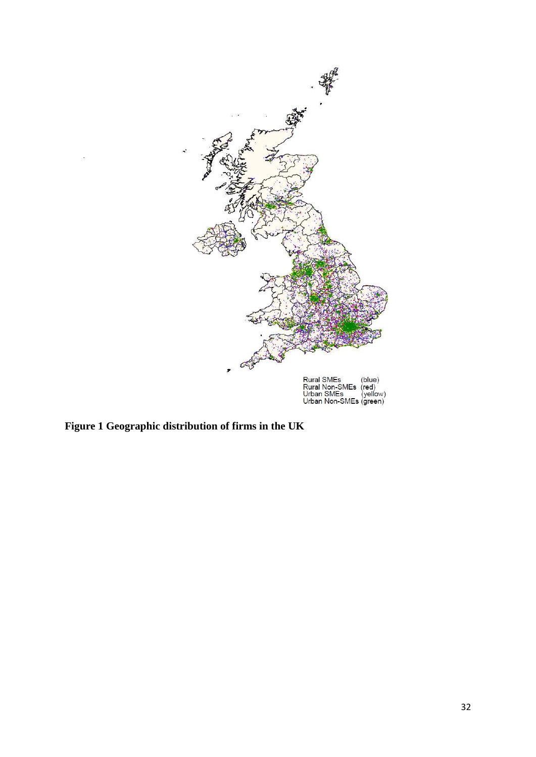Rural SMEs (blue)
Rural Non-SMEs (red)
Urban SMEs (yellow)
Urban Non-SMEs (green)

**Figure 1 Geographic distribution of firms in the UK**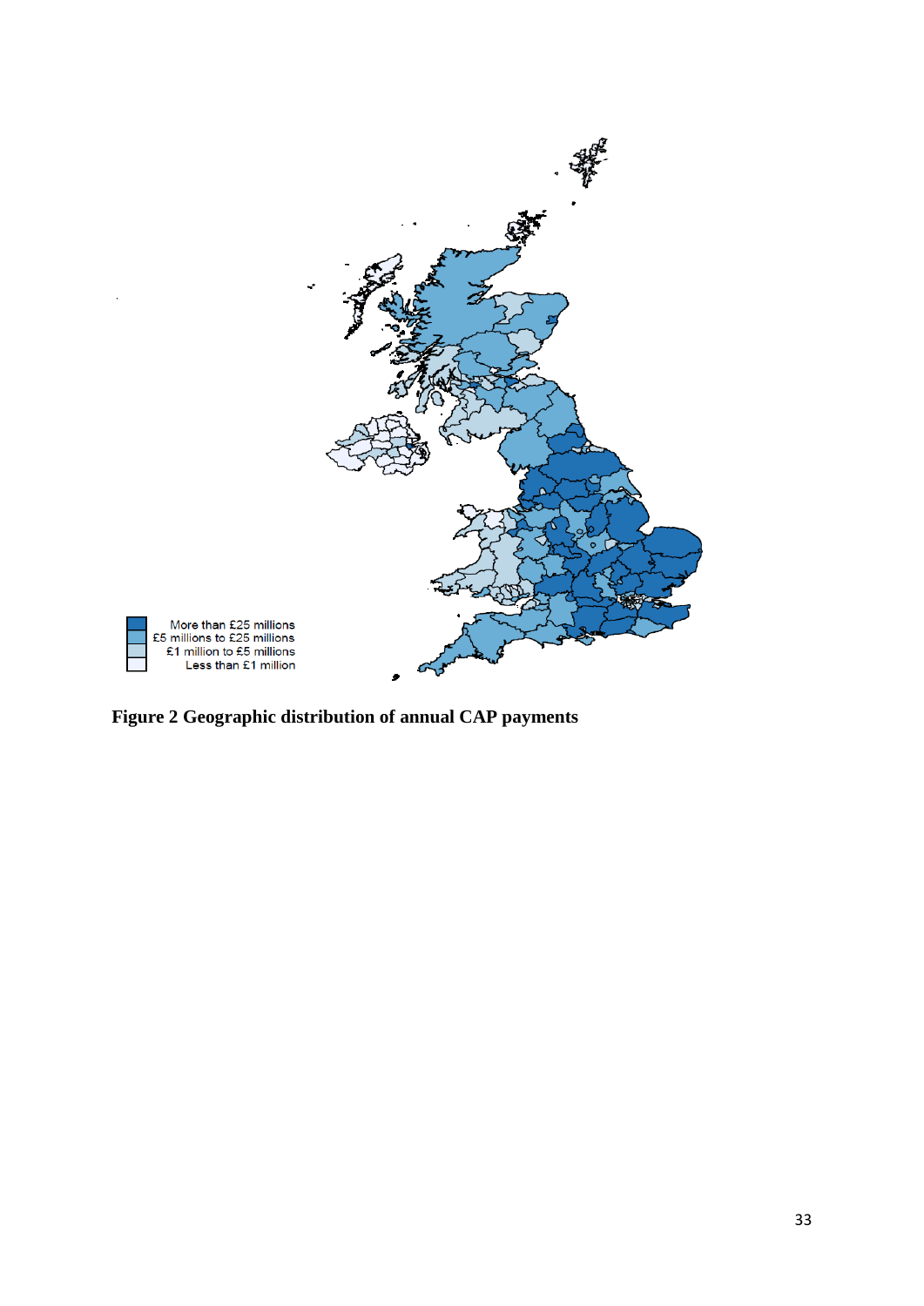More than £25 millions
£5 millions to £25 millions
£1 million to £5 millions
Less than £1 million

**Figure 2 Geographic distribution of annual CAP payments**